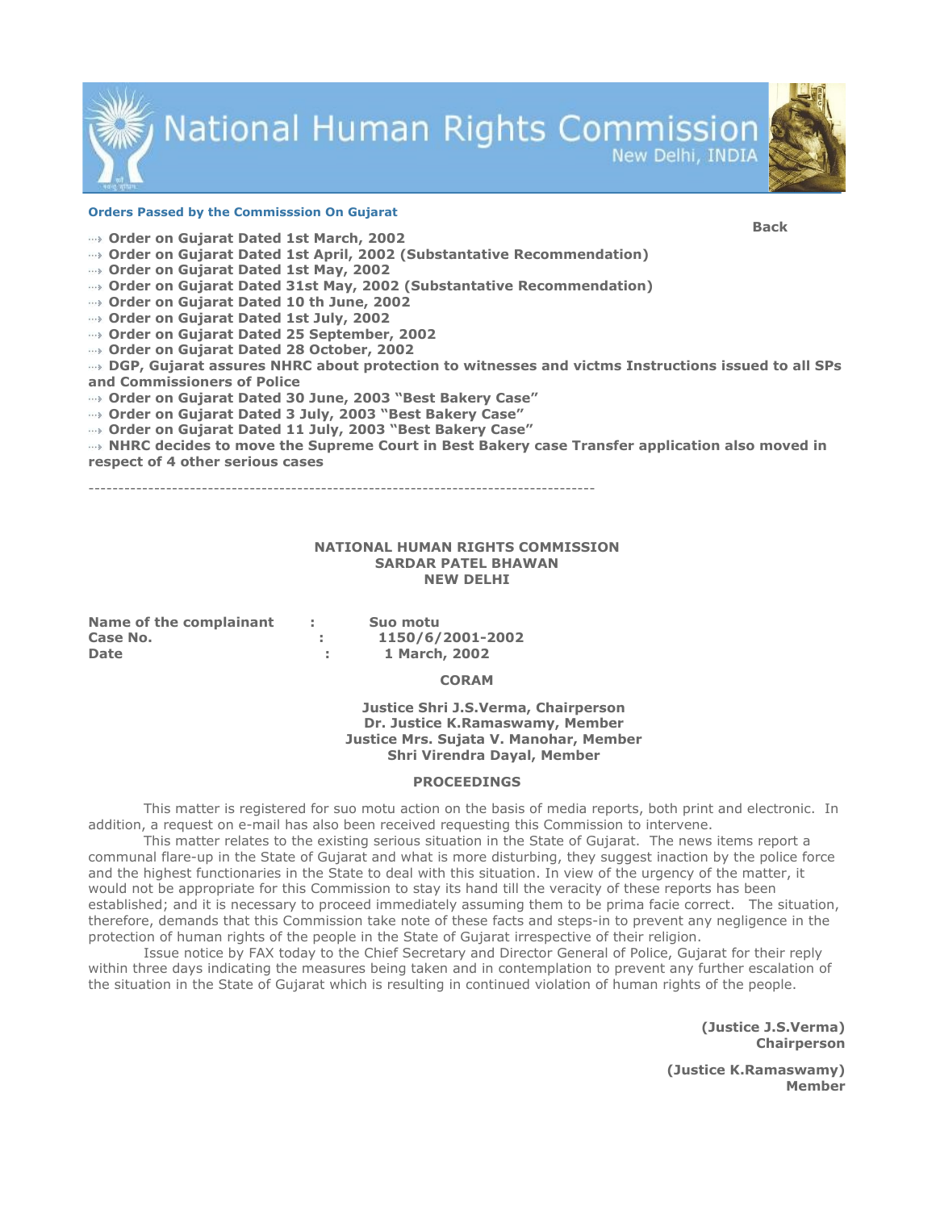# National Human Rights Commission

New Delhi, INDIA

**Orders Passed by the Commisssion On Gujarat**

**Back**

- **Order on Gujarat Dated 1st March, 2002**
- **Order on Gujarat Dated 1st April, 2002 (Substantative Recommendation)**
- **Order on Gujarat Dated 1st May, 2002**
- **Order on Gujarat Dated 31st May, 2002 (Substantative Recommendation)**
- **Order on Gujarat Dated 10 th June, 2002**
- **Order on Gujarat Dated 1st July, 2002**
- **Order on Gujarat Dated 25 September, 2002**
- **Order on Gujarat Dated 28 October, 2002**
- **DGP, Gujarat assures NHRC about protection to witnesses and victms Instructions issued to all SPs and Commissioners of Police**
- **Order on Gujarat Dated 30 June, 2003 "Best Bakery Case"**
- **Order on Gujarat Dated 3 July, 2003 "Best Bakery Case"**
- **Order on Gujarat Dated 11 July, 2003 "Best Bakery Case"**
- **NHRC decides to move the Supreme Court in Best Bakery case Transfer application also moved in respect of 4 other serious cases**

---

**NATIONAL HUMAN RIGHTS COMMISSION**
**SARDAR PATEL BHAWAN**
**NEW DELHI**

**Name of the complainant : Suo motu**
**Case No. : 1150/6/2001-2002**
**Date : 1 March, 2002**

**CORAM**

**Justice Shri J.S.Verma, Chairperson**
**Dr. Justice K.Ramaswamy, Member**
**Justice Mrs. Sujata V. Manohar, Member**
**Shri Virendra Dayal, Member**

**PROCEEDINGS**

This matter is registered for suo motu action on the basis of media reports, both print and electronic. In addition, a request on e-mail has also been received requesting this Commission to intervene.

This matter relates to the existing serious situation in the State of Gujarat. The news items report a communal flare-up in the State of Gujarat and what is more disturbing, they suggest inaction by the police force and the highest functionaries in the State to deal with this situation. In view of the urgency of the matter, it would not be appropriate for this Commission to stay its hand till the veracity of these reports has been established; and it is necessary to proceed immediately assuming them to be prima facie correct. The situation, therefore, demands that this Commission take note of these facts and steps-in to prevent any negligence in the protection of human rights of the people in the State of Gujarat irrespective of their religion.

Issue notice by FAX today to the Chief Secretary and Director General of Police, Gujarat for their reply within three days indicating the measures being taken and in contemplation to prevent any further escalation of the situation in the State of Gujarat which is resulting in continued violation of human rights of the people.

**(Justice J.S.Verma)**
**Chairperson**

**(Justice K.Ramaswamy)**
**Member**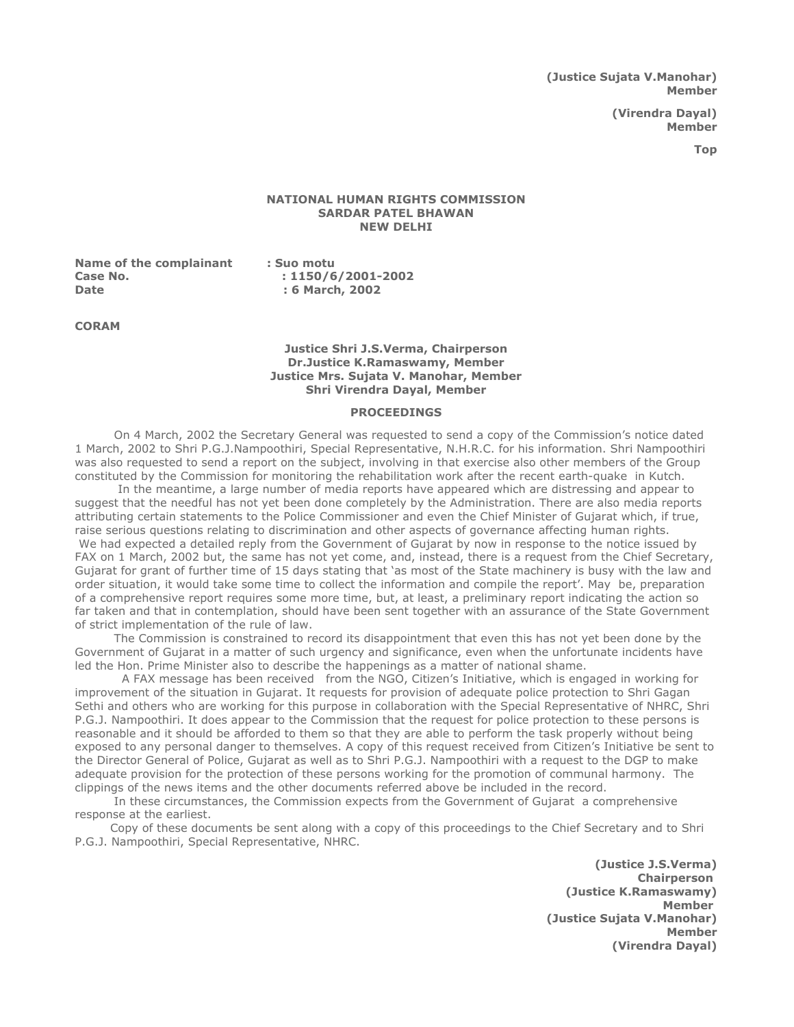**(Justice Sujata V.Manohar)**
**Member**

**(Virendra Dayal)**
**Member**

**Top**

**NATIONAL HUMAN RIGHTS COMMISSION**
**SARDAR PATEL BHAWAN**
**NEW DELHI**

**Name of the complainant : Suo motu**
**Case No. : 1150/6/2001-2002**
**Date : 6 March, 2002**

**CORAM**

**Justice Shri J.S.Verma, Chairperson**
**Dr.Justice K.Ramaswamy, Member**
**Justice Mrs. Sujata V. Manohar, Member**
**Shri Virendra Dayal, Member**

**PROCEEDINGS**

On 4 March, 2002 the Secretary General was requested to send a copy of the Commission's notice dated 1 March, 2002 to Shri P.G.J.Nampoothiri, Special Representative, N.H.R.C. for his information. Shri Nampoothiri was also requested to send a report on the subject, involving in that exercise also other members of the Group constituted by the Commission for monitoring the rehabilitation work after the recent earth-quake in Kutch.

In the meantime, a large number of media reports have appeared which are distressing and appear to suggest that the needful has not yet been done completely by the Administration. There are also media reports attributing certain statements to the Police Commissioner and even the Chief Minister of Gujarat which, if true, raise serious questions relating to discrimination and other aspects of governance affecting human rights.

We had expected a detailed reply from the Government of Gujarat by now in response to the notice issued by FAX on 1 March, 2002 but, the same has not yet come, and, instead, there is a request from the Chief Secretary, Gujarat for grant of further time of 15 days stating that 'as most of the State machinery is busy with the law and order situation, it would take some time to collect the information and compile the report'. May be, preparation of a comprehensive report requires some more time, but, at least, a preliminary report indicating the action so far taken and that in contemplation, should have been sent together with an assurance of the State Government of strict implementation of the rule of law.

The Commission is constrained to record its disappointment that even this has not yet been done by the Government of Gujarat in a matter of such urgency and significance, even when the unfortunate incidents have led the Hon. Prime Minister also to describe the happenings as a matter of national shame.

A FAX message has been received from the NGO, Citizen's Initiative, which is engaged in working for improvement of the situation in Gujarat. It requests for provision of adequate police protection to Shri Gagan Sethi and others who are working for this purpose in collaboration with the Special Representative of NHRC, Shri P.G.J. Nampoothiri. It does appear to the Commission that the request for police protection to these persons is reasonable and it should be afforded to them so that they are able to perform the task properly without being exposed to any personal danger to themselves. A copy of this request received from Citizen's Initiative be sent to the Director General of Police, Gujarat as well as to Shri P.G.J. Nampoothiri with a request to the DGP to make adequate provision for the protection of these persons working for the promotion of communal harmony. The clippings of the news items and the other documents referred above be included in the record.

In these circumstances, the Commission expects from the Government of Gujarat a comprehensive response at the earliest.

Copy of these documents be sent along with a copy of this proceedings to the Chief Secretary and to Shri P.G.J. Nampoothiri, Special Representative, NHRC.

**(Justice J.S.Verma)**
**Chairperson**
**(Justice K.Ramaswamy)**
**Member**
**(Justice Sujata V.Manohar)**
**Member**
**(Virendra Dayal)**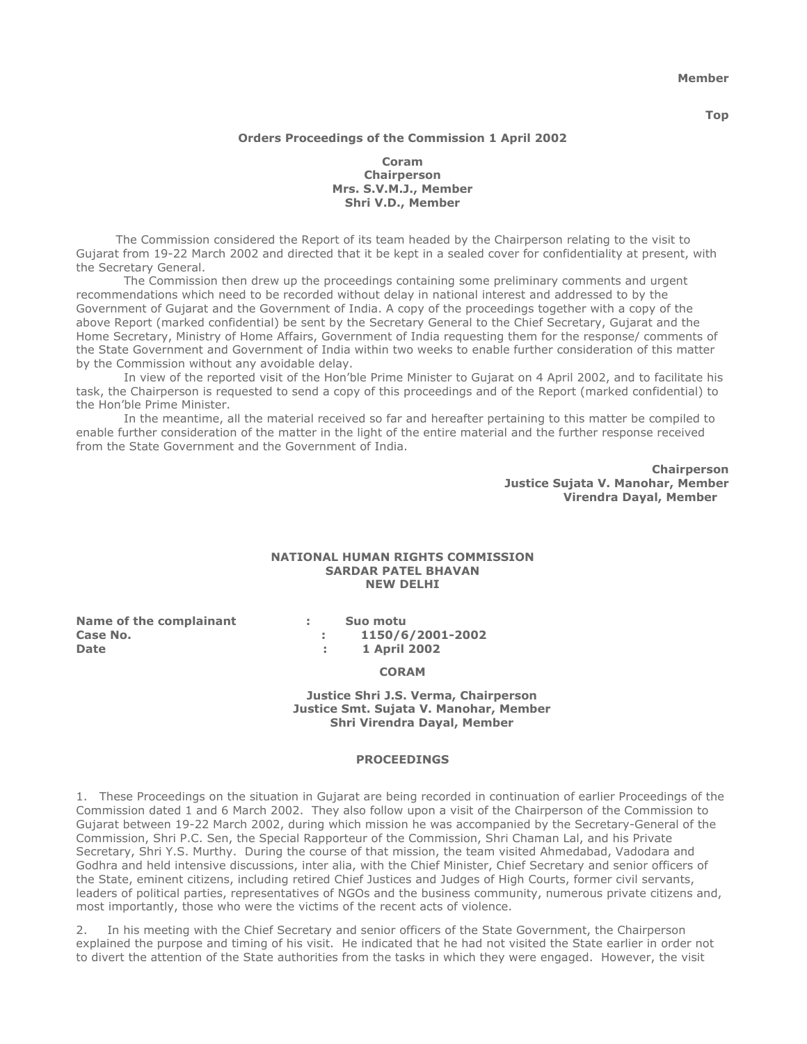**Member**

**Top**

**Orders Proceedings of the Commission 1 April 2002**

**Coram**
**Chairperson**
**Mrs. S.V.M.J., Member**
**Shri V.D., Member**

The Commission considered the Report of its team headed by the Chairperson relating to the visit to Gujarat from 19-22 March 2002 and directed that it be kept in a sealed cover for confidentiality at present, with the Secretary General.

The Commission then drew up the proceedings containing some preliminary comments and urgent recommendations which need to be recorded without delay in national interest and addressed to by the Government of Gujarat and the Government of India. A copy of the proceedings together with a copy of the above Report (marked confidential) be sent by the Secretary General to the Chief Secretary, Gujarat and the Home Secretary, Ministry of Home Affairs, Government of India requesting them for the response/ comments of the State Government and Government of India within two weeks to enable further consideration of this matter by the Commission without any avoidable delay.

In view of the reported visit of the Hon'ble Prime Minister to Gujarat on 4 April 2002, and to facilitate his task, the Chairperson is requested to send a copy of this proceedings and of the Report (marked confidential) to the Hon'ble Prime Minister.

In the meantime, all the material received so far and hereafter pertaining to this matter be compiled to enable further consideration of the matter in the light of the entire material and the further response received from the State Government and the Government of India.

**Chairperson**
**Justice Sujata V. Manohar, Member**
**Virendra Dayal, Member**

**NATIONAL HUMAN RIGHTS COMMISSION**
**SARDAR PATEL BHAVAN**
**NEW DELHI**

**Name of the complainant : Suo motu**
**Case No. : 1150/6/2001-2002**
**Date : 1 April 2002**

**CORAM**

**Justice Shri J.S. Verma, Chairperson**
**Justice Smt. Sujata V. Manohar, Member**
**Shri Virendra Dayal, Member**

**PROCEEDINGS**

1. These Proceedings on the situation in Gujarat are being recorded in continuation of earlier Proceedings of the Commission dated 1 and 6 March 2002. They also follow upon a visit of the Chairperson of the Commission to Gujarat between 19-22 March 2002, during which mission he was accompanied by the Secretary-General of the Commission, Shri P.C. Sen, the Special Rapporteur of the Commission, Shri Chaman Lal, and his Private Secretary, Shri Y.S. Murthy. During the course of that mission, the team visited Ahmedabad, Vadodara and Godhra and held intensive discussions, inter alia, with the Chief Minister, Chief Secretary and senior officers of the State, eminent citizens, including retired Chief Justices and Judges of High Courts, former civil servants, leaders of political parties, representatives of NGOs and the business community, numerous private citizens and, most importantly, those who were the victims of the recent acts of violence.

2. In his meeting with the Chief Secretary and senior officers of the State Government, the Chairperson explained the purpose and timing of his visit. He indicated that he had not visited the State earlier in order not to divert the attention of the State authorities from the tasks in which they were engaged. However, the visit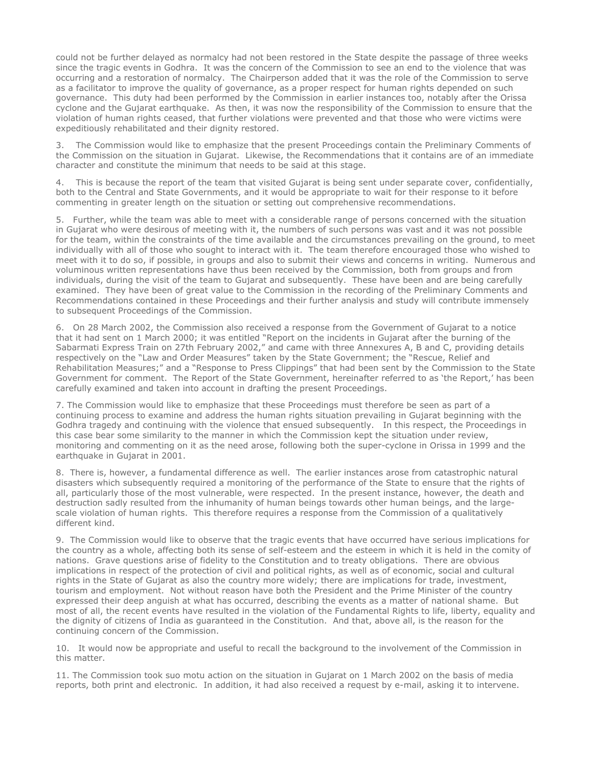could not be further delayed as normalcy had not been restored in the State despite the passage of three weeks since the tragic events in Godhra. It was the concern of the Commission to see an end to the violence that was occurring and a restoration of normalcy. The Chairperson added that it was the role of the Commission to serve as a facilitator to improve the quality of governance, as a proper respect for human rights depended on such governance. This duty had been performed by the Commission in earlier instances too, notably after the Orissa cyclone and the Gujarat earthquake. As then, it was now the responsibility of the Commission to ensure that the violation of human rights ceased, that further violations were prevented and that those who were victims were expeditiously rehabilitated and their dignity restored.

3. The Commission would like to emphasize that the present Proceedings contain the Preliminary Comments of the Commission on the situation in Gujarat. Likewise, the Recommendations that it contains are of an immediate character and constitute the minimum that needs to be said at this stage.

4. This is because the report of the team that visited Gujarat is being sent under separate cover, confidentially, both to the Central and State Governments, and it would be appropriate to wait for their response to it before commenting in greater length on the situation or setting out comprehensive recommendations.

5. Further, while the team was able to meet with a considerable range of persons concerned with the situation in Gujarat who were desirous of meeting with it, the numbers of such persons was vast and it was not possible for the team, within the constraints of the time available and the circumstances prevailing on the ground, to meet individually with all of those who sought to interact with it. The team therefore encouraged those who wished to meet with it to do so, if possible, in groups and also to submit their views and concerns in writing. Numerous and voluminous written representations have thus been received by the Commission, both from groups and from individuals, during the visit of the team to Gujarat and subsequently. These have been and are being carefully examined. They have been of great value to the Commission in the recording of the Preliminary Comments and Recommendations contained in these Proceedings and their further analysis and study will contribute immensely to subsequent Proceedings of the Commission.

6. On 28 March 2002, the Commission also received a response from the Government of Gujarat to a notice that it had sent on 1 March 2000; it was entitled "Report on the incidents in Gujarat after the burning of the Sabarmati Express Train on 27th February 2002," and came with three Annexures A, B and C, providing details respectively on the "Law and Order Measures" taken by the State Government; the "Rescue, Relief and Rehabilitation Measures;" and a "Response to Press Clippings" that had been sent by the Commission to the State Government for comment. The Report of the State Government, hereinafter referred to as 'the Report,' has been carefully examined and taken into account in drafting the present Proceedings.

7. The Commission would like to emphasize that these Proceedings must therefore be seen as part of a continuing process to examine and address the human rights situation prevailing in Gujarat beginning with the Godhra tragedy and continuing with the violence that ensued subsequently. In this respect, the Proceedings in this case bear some similarity to the manner in which the Commission kept the situation under review, monitoring and commenting on it as the need arose, following both the super-cyclone in Orissa in 1999 and the earthquake in Gujarat in 2001.

8. There is, however, a fundamental difference as well. The earlier instances arose from catastrophic natural disasters which subsequently required a monitoring of the performance of the State to ensure that the rights of all, particularly those of the most vulnerable, were respected. In the present instance, however, the death and destruction sadly resulted from the inhumanity of human beings towards other human beings, and the large-scale violation of human rights. This therefore requires a response from the Commission of a qualitatively different kind.

9. The Commission would like to observe that the tragic events that have occurred have serious implications for the country as a whole, affecting both its sense of self-esteem and the esteem in which it is held in the comity of nations. Grave questions arise of fidelity to the Constitution and to treaty obligations. There are obvious implications in respect of the protection of civil and political rights, as well as of economic, social and cultural rights in the State of Gujarat as also the country more widely; there are implications for trade, investment, tourism and employment. Not without reason have both the President and the Prime Minister of the country expressed their deep anguish at what has occurred, describing the events as a matter of national shame. But most of all, the recent events have resulted in the violation of the Fundamental Rights to life, liberty, equality and the dignity of citizens of India as guaranteed in the Constitution. And that, above all, is the reason for the continuing concern of the Commission.

10. It would now be appropriate and useful to recall the background to the involvement of the Commission in this matter.

11. The Commission took suo motu action on the situation in Gujarat on 1 March 2002 on the basis of media reports, both print and electronic. In addition, it had also received a request by e-mail, asking it to intervene.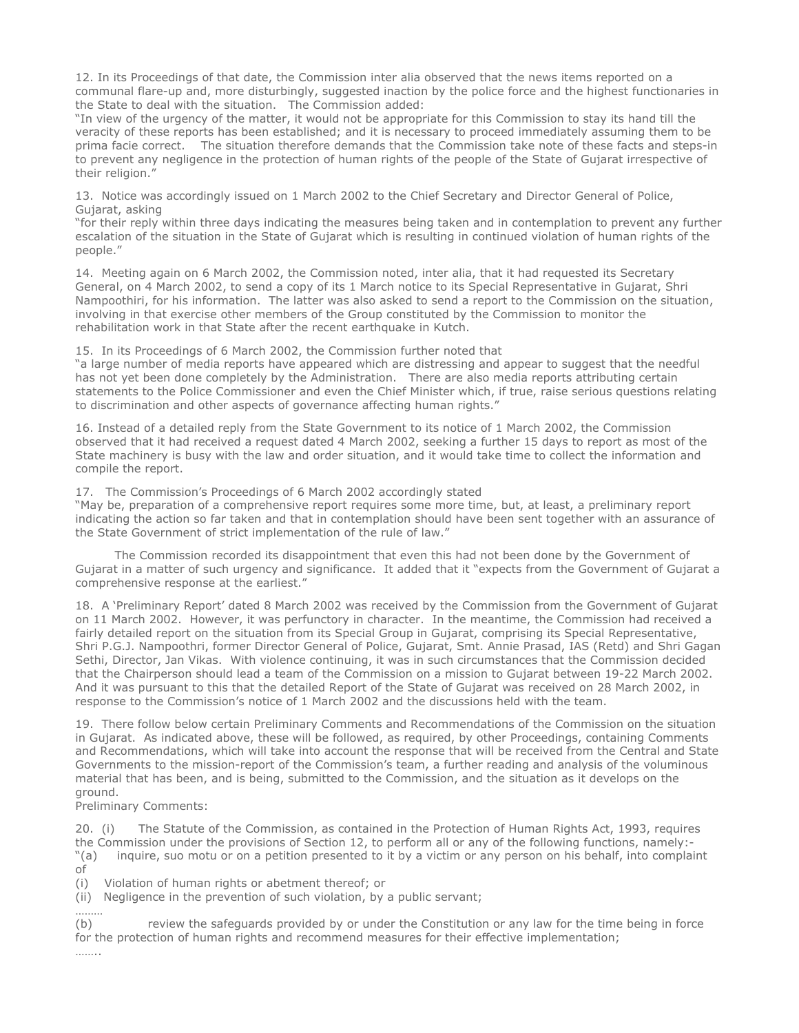12. In its Proceedings of that date, the Commission inter alia observed that the news items reported on a communal flare-up and, more disturbingly, suggested inaction by the police force and the highest functionaries in the State to deal with the situation. The Commission added:

"In view of the urgency of the matter, it would not be appropriate for this Commission to stay its hand till the veracity of these reports has been established; and it is necessary to proceed immediately assuming them to be prima facie correct. The situation therefore demands that the Commission take note of these facts and steps-in to prevent any negligence in the protection of human rights of the people of the State of Gujarat irrespective of their religion."

13. Notice was accordingly issued on 1 March 2002 to the Chief Secretary and Director General of Police, Gujarat, asking

"for their reply within three days indicating the measures being taken and in contemplation to prevent any further escalation of the situation in the State of Gujarat which is resulting in continued violation of human rights of the people."

14. Meeting again on 6 March 2002, the Commission noted, inter alia, that it had requested its Secretary General, on 4 March 2002, to send a copy of its 1 March notice to its Special Representative in Gujarat, Shri Nampoothiri, for his information. The latter was also asked to send a report to the Commission on the situation, involving in that exercise other members of the Group constituted by the Commission to monitor the rehabilitation work in that State after the recent earthquake in Kutch.

15. In its Proceedings of 6 March 2002, the Commission further noted that

"a large number of media reports have appeared which are distressing and appear to suggest that the needful has not yet been done completely by the Administration. There are also media reports attributing certain statements to the Police Commissioner and even the Chief Minister which, if true, raise serious questions relating to discrimination and other aspects of governance affecting human rights."

16. Instead of a detailed reply from the State Government to its notice of 1 March 2002, the Commission observed that it had received a request dated 4 March 2002, seeking a further 15 days to report as most of the State machinery is busy with the law and order situation, and it would take time to collect the information and compile the report.

17. The Commission's Proceedings of 6 March 2002 accordingly stated

"May be, preparation of a comprehensive report requires some more time, but, at least, a preliminary report indicating the action so far taken and that in contemplation should have been sent together with an assurance of the State Government of strict implementation of the rule of law."

The Commission recorded its disappointment that even this had not been done by the Government of Gujarat in a matter of such urgency and significance. It added that it "expects from the Government of Gujarat a comprehensive response at the earliest."

18. A 'Preliminary Report' dated 8 March 2002 was received by the Commission from the Government of Gujarat on 11 March 2002. However, it was perfunctory in character. In the meantime, the Commission had received a fairly detailed report on the situation from its Special Group in Gujarat, comprising its Special Representative, Shri P.G.J. Nampoothri, former Director General of Police, Gujarat, Smt. Annie Prasad, IAS (Retd) and Shri Gagan Sethi, Director, Jan Vikas. With violence continuing, it was in such circumstances that the Commission decided that the Chairperson should lead a team of the Commission on a mission to Gujarat between 19-22 March 2002. And it was pursuant to this that the detailed Report of the State of Gujarat was received on 28 March 2002, in response to the Commission's notice of 1 March 2002 and the discussions held with the team.

19. There follow below certain Preliminary Comments and Recommendations of the Commission on the situation in Gujarat. As indicated above, these will be followed, as required, by other Proceedings, containing Comments and Recommendations, which will take into account the response that will be received from the Central and State Governments to the mission-report of the Commission's team, a further reading and analysis of the voluminous material that has been, and is being, submitted to the Commission, and the situation as it develops on the ground.

Preliminary Comments:

20. (i) The Statute of the Commission, as contained in the Protection of Human Rights Act, 1993, requires the Commission under the provisions of Section 12, to perform all or any of the following functions, namely:-

"(a) inquire, suo motu or on a petition presented to it by a victim or any person on his behalf, into complaint of

(i) Violation of human rights or abetment thereof; or

(ii) Negligence in the prevention of such violation, by a public servant;

………

(b) review the safeguards provided by or under the Constitution or any law for the time being in force for the protection of human rights and recommend measures for their effective implementation;

……..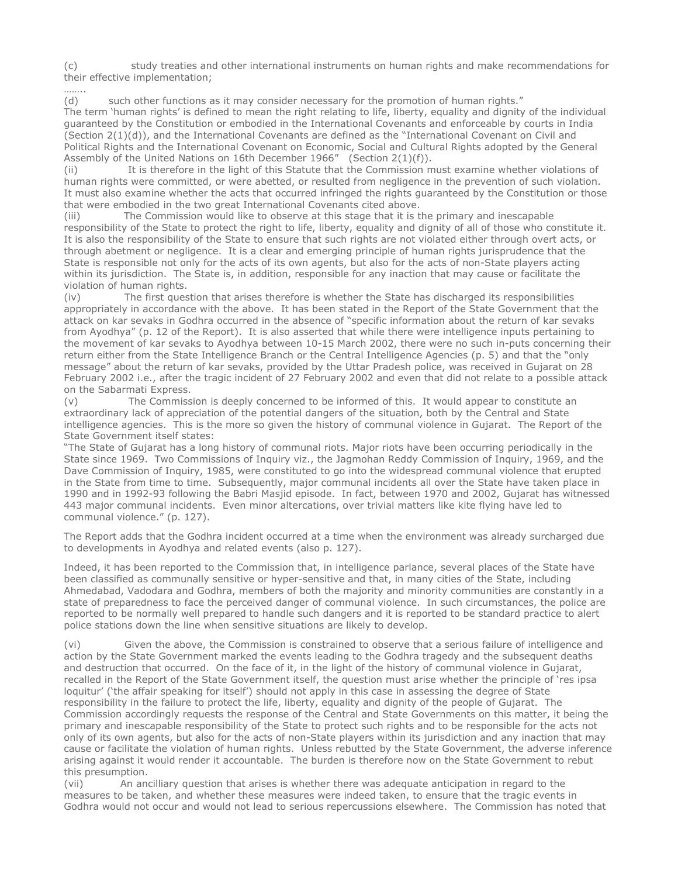(c) study treaties and other international instruments on human rights and make recommendations for their effective implementation;

……..

(d) such other functions as it may consider necessary for the promotion of human rights."

The term 'human rights' is defined to mean the right relating to life, liberty, equality and dignity of the individual guaranteed by the Constitution or embodied in the International Covenants and enforceable by courts in India (Section 2(1)(d)), and the International Covenants are defined as the "International Covenant on Civil and Political Rights and the International Covenant on Economic, Social and Cultural Rights adopted by the General Assembly of the United Nations on 16th December 1966" (Section 2(1)(f)).

(ii) It is therefore in the light of this Statute that the Commission must examine whether violations of human rights were committed, or were abetted, or resulted from negligence in the prevention of such violation. It must also examine whether the acts that occurred infringed the rights guaranteed by the Constitution or those that were embodied in the two great International Covenants cited above.

(iii) The Commission would like to observe at this stage that it is the primary and inescapable responsibility of the State to protect the right to life, liberty, equality and dignity of all of those who constitute it. It is also the responsibility of the State to ensure that such rights are not violated either through overt acts, or through abetment or negligence. It is a clear and emerging principle of human rights jurisprudence that the State is responsible not only for the acts of its own agents, but also for the acts of non-State players acting within its jurisdiction. The State is, in addition, responsible for any inaction that may cause or facilitate the violation of human rights.

(iv) The first question that arises therefore is whether the State has discharged its responsibilities appropriately in accordance with the above. It has been stated in the Report of the State Government that the attack on kar sevaks in Godhra occurred in the absence of "specific information about the return of kar sevaks from Ayodhya" (p. 12 of the Report). It is also asserted that while there were intelligence inputs pertaining to the movement of kar sevaks to Ayodhya between 10-15 March 2002, there were no such in-puts concerning their return either from the State Intelligence Branch or the Central Intelligence Agencies (p. 5) and that the "only message" about the return of kar sevaks, provided by the Uttar Pradesh police, was received in Gujarat on 28 February 2002 i.e., after the tragic incident of 27 February 2002 and even that did not relate to a possible attack on the Sabarmati Express.

(v) The Commission is deeply concerned to be informed of this. It would appear to constitute an extraordinary lack of appreciation of the potential dangers of the situation, both by the Central and State intelligence agencies. This is the more so given the history of communal violence in Gujarat. The Report of the State Government itself states:

"The State of Gujarat has a long history of communal riots. Major riots have been occurring periodically in the State since 1969. Two Commissions of Inquiry viz., the Jagmohan Reddy Commission of Inquiry, 1969, and the Dave Commission of Inquiry, 1985, were constituted to go into the widespread communal violence that erupted in the State from time to time. Subsequently, major communal incidents all over the State have taken place in 1990 and in 1992-93 following the Babri Masjid episode. In fact, between 1970 and 2002, Gujarat has witnessed 443 major communal incidents. Even minor altercations, over trivial matters like kite flying have led to communal violence." (p. 127).

The Report adds that the Godhra incident occurred at a time when the environment was already surcharged due to developments in Ayodhya and related events (also p. 127).

Indeed, it has been reported to the Commission that, in intelligence parlance, several places of the State have been classified as communally sensitive or hyper-sensitive and that, in many cities of the State, including Ahmedabad, Vadodara and Godhra, members of both the majority and minority communities are constantly in a state of preparedness to face the perceived danger of communal violence. In such circumstances, the police are reported to be normally well prepared to handle such dangers and it is reported to be standard practice to alert police stations down the line when sensitive situations are likely to develop.

(vi) Given the above, the Commission is constrained to observe that a serious failure of intelligence and action by the State Government marked the events leading to the Godhra tragedy and the subsequent deaths and destruction that occurred. On the face of it, in the light of the history of communal violence in Gujarat, recalled in the Report of the State Government itself, the question must arise whether the principle of 'res ipsa loquitur' ('the affair speaking for itself') should not apply in this case in assessing the degree of State responsibility in the failure to protect the life, liberty, equality and dignity of the people of Gujarat. The Commission accordingly requests the response of the Central and State Governments on this matter, it being the primary and inescapable responsibility of the State to protect such rights and to be responsible for the acts not only of its own agents, but also for the acts of non-State players within its jurisdiction and any inaction that may cause or facilitate the violation of human rights. Unless rebutted by the State Government, the adverse inference arising against it would render it accountable. The burden is therefore now on the State Government to rebut this presumption.

(vii) An ancilliary question that arises is whether there was adequate anticipation in regard to the measures to be taken, and whether these measures were indeed taken, to ensure that the tragic events in Godhra would not occur and would not lead to serious repercussions elsewhere. The Commission has noted that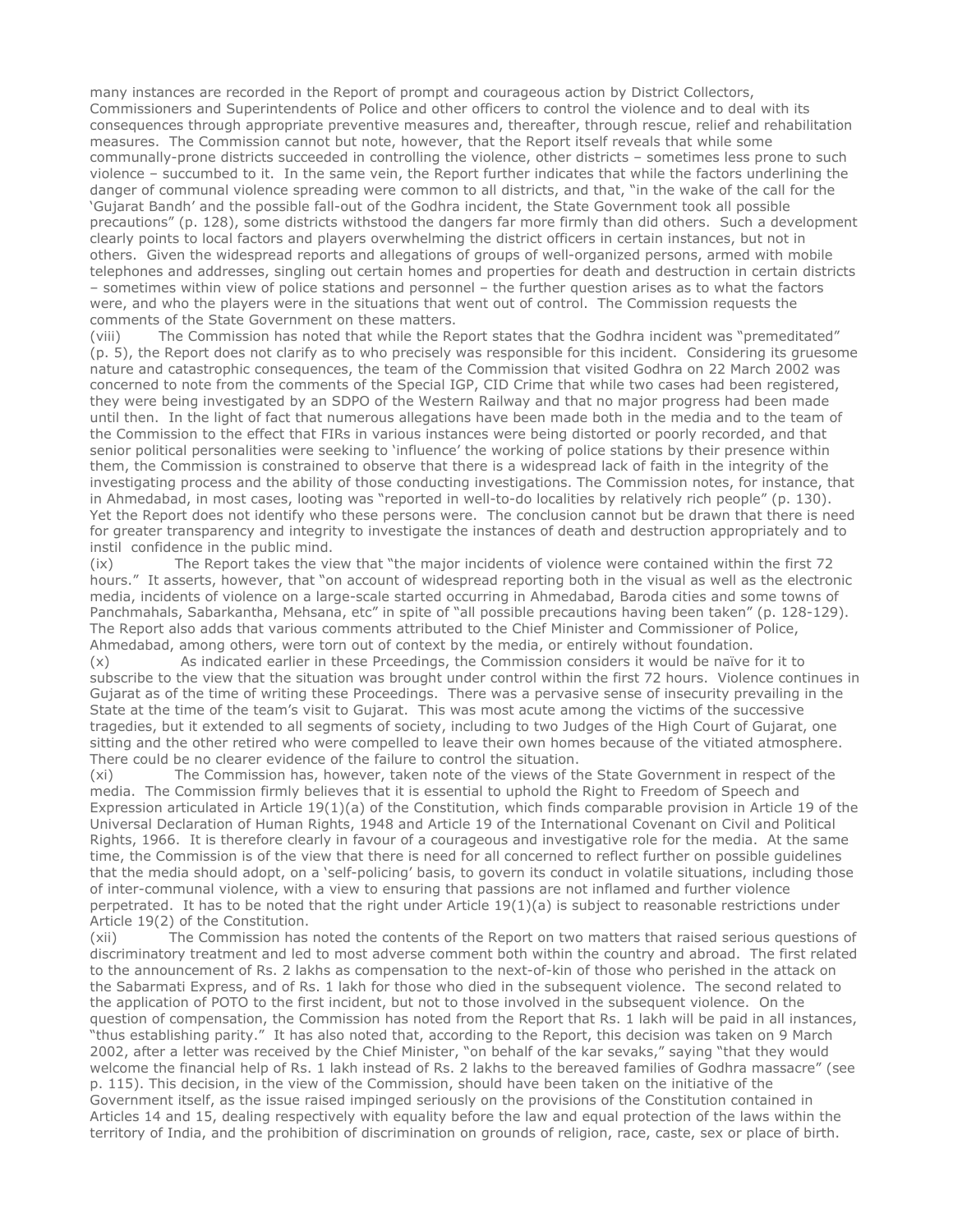many instances are recorded in the Report of prompt and courageous action by District Collectors, Commissioners and Superintendents of Police and other officers to control the violence and to deal with its consequences through appropriate preventive measures and, thereafter, through rescue, relief and rehabilitation measures. The Commission cannot but note, however, that the Report itself reveals that while some communally-prone districts succeeded in controlling the violence, other districts – sometimes less prone to such violence – succumbed to it. In the same vein, the Report further indicates that while the factors underlining the danger of communal violence spreading were common to all districts, and that, "in the wake of the call for the 'Gujarat Bandh' and the possible fall-out of the Godhra incident, the State Government took all possible precautions" (p. 128), some districts withstood the dangers far more firmly than did others. Such a development clearly points to local factors and players overwhelming the district officers in certain instances, but not in others. Given the widespread reports and allegations of groups of well-organized persons, armed with mobile telephones and addresses, singling out certain homes and properties for death and destruction in certain districts – sometimes within view of police stations and personnel – the further question arises as to what the factors were, and who the players were in the situations that went out of control. The Commission requests the comments of the State Government on these matters.

(viii) The Commission has noted that while the Report states that the Godhra incident was "premeditated" (p. 5), the Report does not clarify as to who precisely was responsible for this incident. Considering its gruesome nature and catastrophic consequences, the team of the Commission that visited Godhra on 22 March 2002 was concerned to note from the comments of the Special IGP, CID Crime that while two cases had been registered, they were being investigated by an SDPO of the Western Railway and that no major progress had been made until then. In the light of fact that numerous allegations have been made both in the media and to the team of the Commission to the effect that FIRs in various instances were being distorted or poorly recorded, and that senior political personalities were seeking to 'influence' the working of police stations by their presence within them, the Commission is constrained to observe that there is a widespread lack of faith in the integrity of the investigating process and the ability of those conducting investigations. The Commission notes, for instance, that in Ahmedabad, in most cases, looting was "reported in well-to-do localities by relatively rich people" (p. 130). Yet the Report does not identify who these persons were. The conclusion cannot but be drawn that there is need for greater transparency and integrity to investigate the instances of death and destruction appropriately and to instil confidence in the public mind.

(ix) The Report takes the view that "the major incidents of violence were contained within the first 72 hours." It asserts, however, that "on account of widespread reporting both in the visual as well as the electronic media, incidents of violence on a large-scale started occurring in Ahmedabad, Baroda cities and some towns of Panchmahals, Sabarkantha, Mehsana, etc" in spite of "all possible precautions having been taken" (p. 128-129). The Report also adds that various comments attributed to the Chief Minister and Commissioner of Police, Ahmedabad, among others, were torn out of context by the media, or entirely without foundation.

(x) As indicated earlier in these Prceedings, the Commission considers it would be naïve for it to subscribe to the view that the situation was brought under control within the first 72 hours. Violence continues in Gujarat as of the time of writing these Proceedings. There was a pervasive sense of insecurity prevailing in the State at the time of the team's visit to Gujarat. This was most acute among the victims of the successive tragedies, but it extended to all segments of society, including to two Judges of the High Court of Gujarat, one sitting and the other retired who were compelled to leave their own homes because of the vitiated atmosphere. There could be no clearer evidence of the failure to control the situation.

(xi) The Commission has, however, taken note of the views of the State Government in respect of the media. The Commission firmly believes that it is essential to uphold the Right to Freedom of Speech and Expression articulated in Article 19(1)(a) of the Constitution, which finds comparable provision in Article 19 of the Universal Declaration of Human Rights, 1948 and Article 19 of the International Covenant on Civil and Political Rights, 1966. It is therefore clearly in favour of a courageous and investigative role for the media. At the same time, the Commission is of the view that there is need for all concerned to reflect further on possible guidelines that the media should adopt, on a 'self-policing' basis, to govern its conduct in volatile situations, including those of inter-communal violence, with a view to ensuring that passions are not inflamed and further violence perpetrated. It has to be noted that the right under Article 19(1)(a) is subject to reasonable restrictions under Article 19(2) of the Constitution.

(xii) The Commission has noted the contents of the Report on two matters that raised serious questions of discriminatory treatment and led to most adverse comment both within the country and abroad. The first related to the announcement of Rs. 2 lakhs as compensation to the next-of-kin of those who perished in the attack on the Sabarmati Express, and of Rs. 1 lakh for those who died in the subsequent violence. The second related to the application of POTO to the first incident, but not to those involved in the subsequent violence. On the question of compensation, the Commission has noted from the Report that Rs. 1 lakh will be paid in all instances, "thus establishing parity." It has also noted that, according to the Report, this decision was taken on 9 March 2002, after a letter was received by the Chief Minister, "on behalf of the kar sevaks," saying "that they would welcome the financial help of Rs. 1 lakh instead of Rs. 2 lakhs to the bereaved families of Godhra massacre" (see p. 115). This decision, in the view of the Commission, should have been taken on the initiative of the Government itself, as the issue raised impinged seriously on the provisions of the Constitution contained in Articles 14 and 15, dealing respectively with equality before the law and equal protection of the laws within the territory of India, and the prohibition of discrimination on grounds of religion, race, caste, sex or place of birth.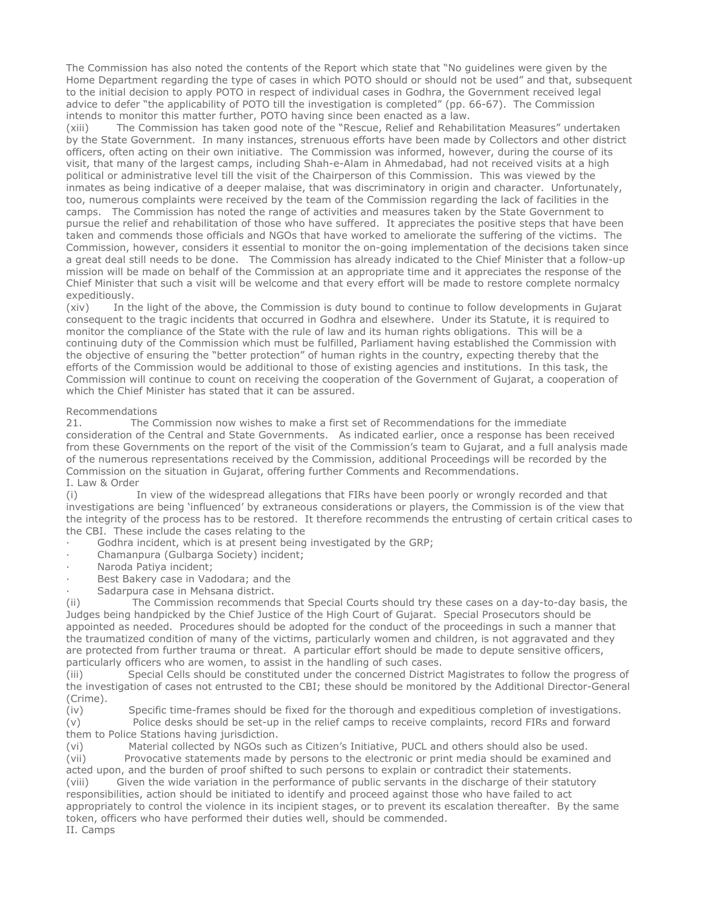The Commission has also noted the contents of the Report which state that "No guidelines were given by the Home Department regarding the type of cases in which POTO should or should not be used" and that, subsequent to the initial decision to apply POTO in respect of individual cases in Godhra, the Government received legal advice to defer "the applicability of POTO till the investigation is completed" (pp. 66-67). The Commission intends to monitor this matter further, POTO having since been enacted as a law.

(xiii) The Commission has taken good note of the "Rescue, Relief and Rehabilitation Measures" undertaken by the State Government. In many instances, strenuous efforts have been made by Collectors and other district officers, often acting on their own initiative. The Commission was informed, however, during the course of its visit, that many of the largest camps, including Shah-e-Alam in Ahmedabad, had not received visits at a high political or administrative level till the visit of the Chairperson of this Commission. This was viewed by the inmates as being indicative of a deeper malaise, that was discriminatory in origin and character. Unfortunately, too, numerous complaints were received by the team of the Commission regarding the lack of facilities in the camps. The Commission has noted the range of activities and measures taken by the State Government to pursue the relief and rehabilitation of those who have suffered. It appreciates the positive steps that have been taken and commends those officials and NGOs that have worked to ameliorate the suffering of the victims. The Commission, however, considers it essential to monitor the on-going implementation of the decisions taken since a great deal still needs to be done. The Commission has already indicated to the Chief Minister that a follow-up mission will be made on behalf of the Commission at an appropriate time and it appreciates the response of the Chief Minister that such a visit will be welcome and that every effort will be made to restore complete normalcy expeditiously.

(xiv) In the light of the above, the Commission is duty bound to continue to follow developments in Gujarat consequent to the tragic incidents that occurred in Godhra and elsewhere. Under its Statute, it is required to monitor the compliance of the State with the rule of law and its human rights obligations. This will be a continuing duty of the Commission which must be fulfilled, Parliament having established the Commission with the objective of ensuring the "better protection" of human rights in the country, expecting thereby that the efforts of the Commission would be additional to those of existing agencies and institutions. In this task, the Commission will continue to count on receiving the cooperation of the Government of Gujarat, a cooperation of which the Chief Minister has stated that it can be assured.

Recommendations

21. The Commission now wishes to make a first set of Recommendations for the immediate consideration of the Central and State Governments. As indicated earlier, once a response has been received from these Governments on the report of the visit of the Commission's team to Gujarat, and a full analysis made of the numerous representations received by the Commission, additional Proceedings will be recorded by the Commission on the situation in Gujarat, offering further Comments and Recommendations.

I. Law & Order

(i) In view of the widespread allegations that FIRs have been poorly or wrongly recorded and that investigations are being 'influenced' by extraneous considerations or players, the Commission is of the view that the integrity of the process has to be restored. It therefore recommends the entrusting of certain critical cases to the CBI. These include the cases relating to the

- Godhra incident, which is at present being investigated by the GRP;
- Chamanpura (Gulbarga Society) incident;
- Naroda Patiya incident;
- Best Bakery case in Vadodara; and the
- Sadarpura case in Mehsana district.

(ii) The Commission recommends that Special Courts should try these cases on a day-to-day basis, the Judges being handpicked by the Chief Justice of the High Court of Gujarat. Special Prosecutors should be appointed as needed. Procedures should be adopted for the conduct of the proceedings in such a manner that the traumatized condition of many of the victims, particularly women and children, is not aggravated and they are protected from further trauma or threat. A particular effort should be made to depute sensitive officers, particularly officers who are women, to assist in the handling of such cases.

(iii) Special Cells should be constituted under the concerned District Magistrates to follow the progress of the investigation of cases not entrusted to the CBI; these should be monitored by the Additional Director-General (Crime).

(iv) Specific time-frames should be fixed for the thorough and expeditious completion of investigations.

(v) Police desks should be set-up in the relief camps to receive complaints, record FIRs and forward them to Police Stations having jurisdiction.

(vi) Material collected by NGOs such as Citizen's Initiative, PUCL and others should also be used.

(vii) Provocative statements made by persons to the electronic or print media should be examined and acted upon, and the burden of proof shifted to such persons to explain or contradict their statements.

(viii) Given the wide variation in the performance of public servants in the discharge of their statutory responsibilities, action should be initiated to identify and proceed against those who have failed to act appropriately to control the violence in its incipient stages, or to prevent its escalation thereafter. By the same token, officers who have performed their duties well, should be commended.

II. Camps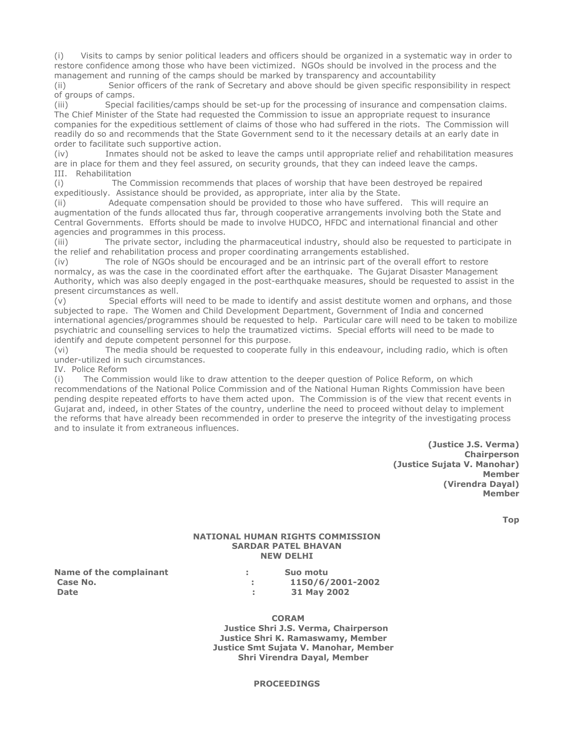(i) Visits to camps by senior political leaders and officers should be organized in a systematic way in order to restore confidence among those who have been victimized. NGOs should be involved in the process and the management and running of the camps should be marked by transparency and accountability

(ii) Senior officers of the rank of Secretary and above should be given specific responsibility in respect of groups of camps.

(iii) Special facilities/camps should be set-up for the processing of insurance and compensation claims. The Chief Minister of the State had requested the Commission to issue an appropriate request to insurance companies for the expeditious settlement of claims of those who had suffered in the riots. The Commission will readily do so and recommends that the State Government send to it the necessary details at an early date in order to facilitate such supportive action.

(iv) Inmates should not be asked to leave the camps until appropriate relief and rehabilitation measures are in place for them and they feel assured, on security grounds, that they can indeed leave the camps.

III. Rehabilitation

(i) The Commission recommends that places of worship that have been destroyed be repaired expeditiously. Assistance should be provided, as appropriate, inter alia by the State.

(ii) Adequate compensation should be provided to those who have suffered. This will require an augmentation of the funds allocated thus far, through cooperative arrangements involving both the State and Central Governments. Efforts should be made to involve HUDCO, HFDC and international financial and other agencies and programmes in this process.

(iii) The private sector, including the pharmaceutical industry, should also be requested to participate in the relief and rehabilitation process and proper coordinating arrangements established.

(iv) The role of NGOs should be encouraged and be an intrinsic part of the overall effort to restore normalcy, as was the case in the coordinated effort after the earthquake. The Gujarat Disaster Management Authority, which was also deeply engaged in the post-earthquake measures, should be requested to assist in the present circumstances as well.

(v) Special efforts will need to be made to identify and assist destitute women and orphans, and those subjected to rape. The Women and Child Development Department, Government of India and concerned international agencies/programmes should be requested to help. Particular care will need to be taken to mobilize psychiatric and counselling services to help the traumatized victims. Special efforts will need to be made to identify and depute competent personnel for this purpose.

(vi) The media should be requested to cooperate fully in this endeavour, including radio, which is often under-utilized in such circumstances.

IV. Police Reform

(i) The Commission would like to draw attention to the deeper question of Police Reform, on which recommendations of the National Police Commission and of the National Human Rights Commission have been pending despite repeated efforts to have them acted upon. The Commission is of the view that recent events in Gujarat and, indeed, in other States of the country, underline the need to proceed without delay to implement the reforms that have already been recommended in order to preserve the integrity of the investigating process and to insulate it from extraneous influences.

**(Justice J.S. Verma)**
**Chairperson**
**(Justice Sujata V. Manohar)**
**Member**
**(Virendra Dayal)**
**Member**

**Top**

**NATIONAL HUMAN RIGHTS COMMISSION**
**SARDAR PATEL BHAVAN**
**NEW DELHI**

**Name of the complainant : Suo motu**
**Case No. : 1150/6/2001-2002**
**Date : 31 May 2002**

**CORAM**
**Justice Shri J.S. Verma, Chairperson**
**Justice Shri K. Ramaswamy, Member**
**Justice Smt Sujata V. Manohar, Member**
**Shri Virendra Dayal, Member**

**PROCEEDINGS**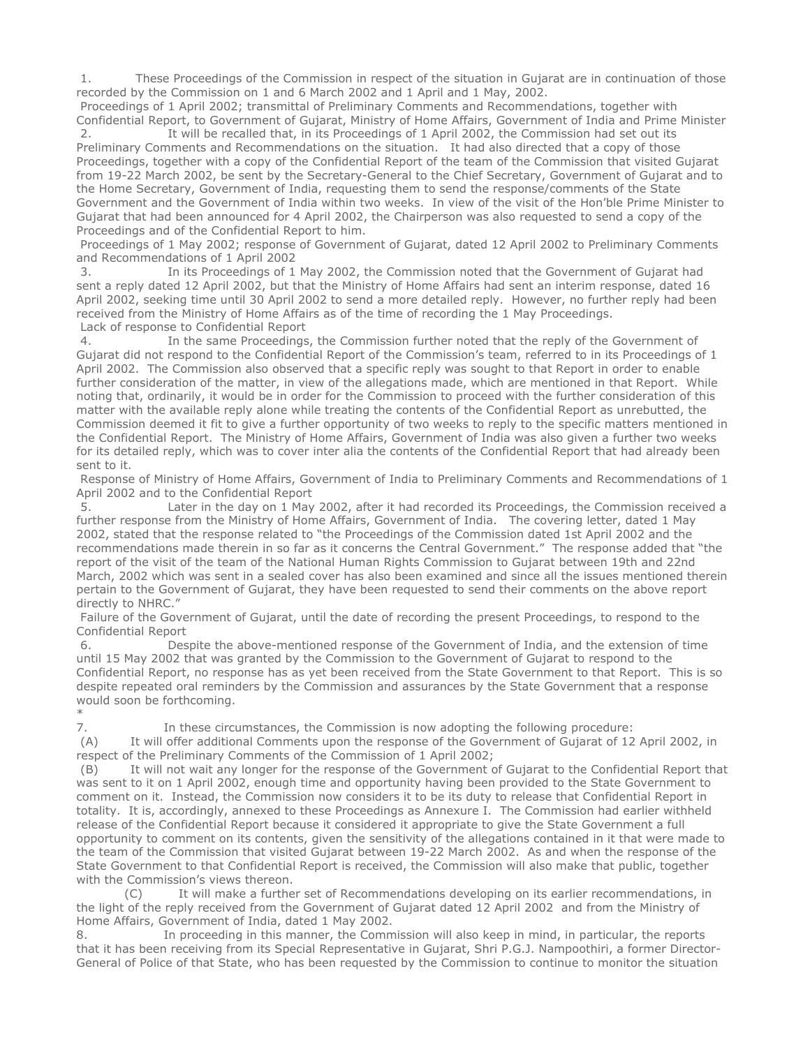1. These Proceedings of the Commission in respect of the situation in Gujarat are in continuation of those recorded by the Commission on 1 and 6 March 2002 and 1 April and 1 May, 2002.

**Proceedings of 1 April 2002; transmittal of Preliminary Comments and Recommendations, together with Confidential Report, to Government of Gujarat, Ministry of Home Affairs, Government of India and Prime Minister**

2. It will be recalled that, in its Proceedings of 1 April 2002, the Commission had set out its Preliminary Comments and Recommendations on the situation. It had also directed that a copy of those Proceedings, together with a copy of the Confidential Report of the team of the Commission that visited Gujarat from 19-22 March 2002, be sent by the Secretary-General to the Chief Secretary, Government of Gujarat and to the Home Secretary, Government of India, requesting them to send the response/comments of the State Government and the Government of India within two weeks. In view of the visit of the Hon'ble Prime Minister to Gujarat that had been announced for 4 April 2002, the Chairperson was also requested to send a copy of the Proceedings and of the Confidential Report to him.

**Proceedings of 1 May 2002; response of Government of Gujarat, dated 12 April 2002 to Preliminary Comments and Recommendations of 1 April 2002**

3. In its Proceedings of 1 May 2002, the Commission noted that the Government of Gujarat had sent a reply dated 12 April 2002, but that the Ministry of Home Affairs had sent an interim response, dated 16 April 2002, seeking time until 30 April 2002 to send a more detailed reply. However, no further reply had been received from the Ministry of Home Affairs as of the time of recording the 1 May Proceedings.

**Lack of response to Confidential Report**

4. In the same Proceedings, the Commission further noted that the reply of the Government of Gujarat did not respond to the Confidential Report of the Commission's team, referred to in its Proceedings of 1 April 2002. The Commission also observed that a specific reply was sought to that Report in order to enable further consideration of the matter, in view of the allegations made, which are mentioned in that Report. While noting that, ordinarily, it would be in order for the Commission to proceed with the further consideration of this matter with the available reply alone while treating the contents of the Confidential Report as unrebutted, the Commission deemed it fit to give a further opportunity of two weeks to reply to the specific matters mentioned in the Confidential Report. The Ministry of Home Affairs, Government of India was also given a further two weeks for its detailed reply, which was to cover inter alia the contents of the Confidential Report that had already been sent to it.

**Response of Ministry of Home Affairs, Government of India to Preliminary Comments and Recommendations of 1 April 2002 and to the Confidential Report**

5. Later in the day on 1 May 2002, after it had recorded its Proceedings, the Commission received a further response from the Ministry of Home Affairs, Government of India. The covering letter, dated 1 May 2002, stated that the response related to "the Proceedings of the Commission dated 1st April 2002 and the recommendations made therein in so far as it concerns the Central Government." The response added that "the report of the visit of the team of the National Human Rights Commission to Gujarat between 19th and 22nd March, 2002 which was sent in a sealed cover has also been examined and since all the issues mentioned therein pertain to the Government of Gujarat, they have been requested to send their comments on the above report directly to NHRC."

**Failure of the Government of Gujarat, until the date of recording the present Proceedings, to respond to the Confidential Report**

6. Despite the above-mentioned response of the Government of India, and the extension of time until 15 May 2002 that was granted by the Commission to the Government of Gujarat to respond to the Confidential Report, no response has as yet been received from the State Government to that Report. This is so despite repeated oral reminders by the Commission and assurances by the State Government that a response would soon be forthcoming.

*

7. In these circumstances, the Commission is now adopting the following procedure:

(A) It will offer additional Comments upon the response of the Government of Gujarat of 12 April 2002, in respect of the Preliminary Comments of the Commission of 1 April 2002;

(B) It will not wait any longer for the response of the Government of Gujarat to the Confidential Report that was sent to it on 1 April 2002, enough time and opportunity having been provided to the State Government to comment on it. Instead, the Commission now considers it to be its duty to release that Confidential Report in totality. It is, accordingly, annexed to these Proceedings as Annexure I. The Commission had earlier withheld release of the Confidential Report because it considered it appropriate to give the State Government a full opportunity to comment on its contents, given the sensitivity of the allegations contained in it that were made to the team of the Commission that visited Gujarat between 19-22 March 2002. As and when the response of the State Government to that Confidential Report is received, the Commission will also make that public, together with the Commission's views thereon.

(C) It will make a further set of Recommendations developing on its earlier recommendations, in the light of the reply received from the Government of Gujarat dated 12 April 2002 and from the Ministry of Home Affairs, Government of India, dated 1 May 2002.

8. In proceeding in this manner, the Commission will also keep in mind, in particular, the reports that it has been receiving from its Special Representative in Gujarat, Shri P.G.J. Nampoothiri, a former Director-General of Police of that State, who has been requested by the Commission to continue to monitor the situation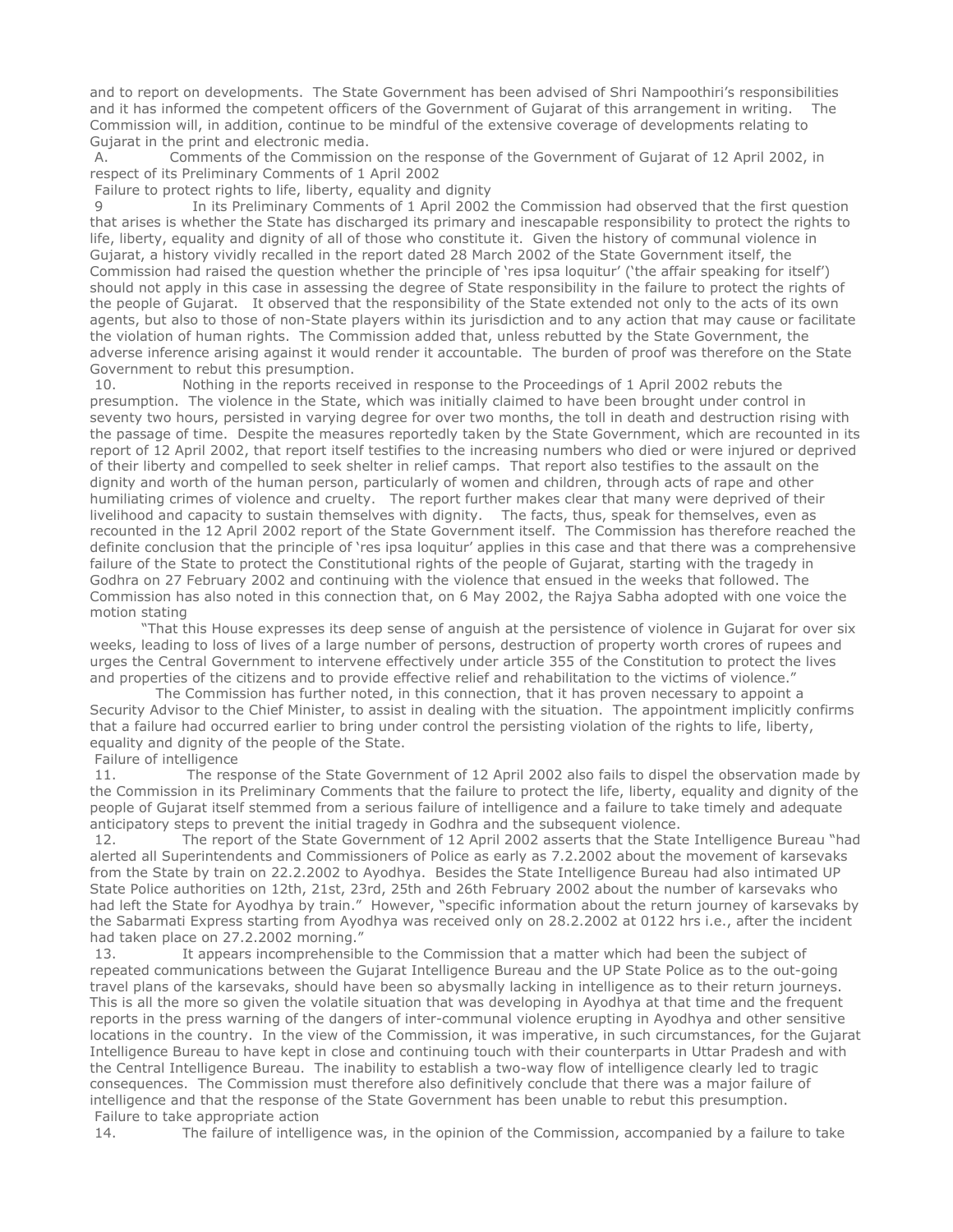and to report on developments. The State Government has been advised of Shri Nampoothiri's responsibilities and it has informed the competent officers of the Government of Gujarat of this arrangement in writing. The Commission will, in addition, continue to be mindful of the extensive coverage of developments relating to Gujarat in the print and electronic media.

A. Comments of the Commission on the response of the Government of Gujarat of 12 April 2002, in respect of its Preliminary Comments of 1 April 2002

Failure to protect rights to life, liberty, equality and dignity

9 In its Preliminary Comments of 1 April 2002 the Commission had observed that the first question that arises is whether the State has discharged its primary and inescapable responsibility to protect the rights to life, liberty, equality and dignity of all of those who constitute it. Given the history of communal violence in Gujarat, a history vividly recalled in the report dated 28 March 2002 of the State Government itself, the Commission had raised the question whether the principle of 'res ipsa loquitur' ('the affair speaking for itself') should not apply in this case in assessing the degree of State responsibility in the failure to protect the rights of the people of Gujarat. It observed that the responsibility of the State extended not only to the acts of its own agents, but also to those of non-State players within its jurisdiction and to any action that may cause or facilitate the violation of human rights. The Commission added that, unless rebutted by the State Government, the adverse inference arising against it would render it accountable. The burden of proof was therefore on the State Government to rebut this presumption.

10. Nothing in the reports received in response to the Proceedings of 1 April 2002 rebuts the presumption. The violence in the State, which was initially claimed to have been brought under control in seventy two hours, persisted in varying degree for over two months, the toll in death and destruction rising with the passage of time. Despite the measures reportedly taken by the State Government, which are recounted in its report of 12 April 2002, that report itself testifies to the increasing numbers who died or were injured or deprived of their liberty and compelled to seek shelter in relief camps. That report also testifies to the assault on the dignity and worth of the human person, particularly of women and children, through acts of rape and other humiliating crimes of violence and cruelty. The report further makes clear that many were deprived of their livelihood and capacity to sustain themselves with dignity. The facts, thus, speak for themselves, even as recounted in the 12 April 2002 report of the State Government itself. The Commission has therefore reached the definite conclusion that the principle of 'res ipsa loquitur' applies in this case and that there was a comprehensive failure of the State to protect the Constitutional rights of the people of Gujarat, starting with the tragedy in Godhra on 27 February 2002 and continuing with the violence that ensued in the weeks that followed. The Commission has also noted in this connection that, on 6 May 2002, the Rajya Sabha adopted with one voice the motion stating

"That this House expresses its deep sense of anguish at the persistence of violence in Gujarat for over six weeks, leading to loss of lives of a large number of persons, destruction of property worth crores of rupees and urges the Central Government to intervene effectively under article 355 of the Constitution to protect the lives and properties of the citizens and to provide effective relief and rehabilitation to the victims of violence."

The Commission has further noted, in this connection, that it has proven necessary to appoint a Security Advisor to the Chief Minister, to assist in dealing with the situation. The appointment implicitly confirms that a failure had occurred earlier to bring under control the persisting violation of the rights to life, liberty, equality and dignity of the people of the State.

Failure of intelligence

11. The response of the State Government of 12 April 2002 also fails to dispel the observation made by the Commission in its Preliminary Comments that the failure to protect the life, liberty, equality and dignity of the people of Gujarat itself stemmed from a serious failure of intelligence and a failure to take timely and adequate anticipatory steps to prevent the initial tragedy in Godhra and the subsequent violence.

12. The report of the State Government of 12 April 2002 asserts that the State Intelligence Bureau "had alerted all Superintendents and Commissioners of Police as early as 7.2.2002 about the movement of karsevaks from the State by train on 22.2.2002 to Ayodhya. Besides the State Intelligence Bureau had also intimated UP State Police authorities on 12th, 21st, 23rd, 25th and 26th February 2002 about the number of karsevaks who had left the State for Ayodhya by train." However, "specific information about the return journey of karsevaks by the Sabarmati Express starting from Ayodhya was received only on 28.2.2002 at 0122 hrs i.e., after the incident had taken place on 27.2.2002 morning."

13. It appears incomprehensible to the Commission that a matter which had been the subject of repeated communications between the Gujarat Intelligence Bureau and the UP State Police as to the out-going travel plans of the karsevaks, should have been so abysmally lacking in intelligence as to their return journeys. This is all the more so given the volatile situation that was developing in Ayodhya at that time and the frequent reports in the press warning of the dangers of inter-communal violence erupting in Ayodhya and other sensitive locations in the country. In the view of the Commission, it was imperative, in such circumstances, for the Gujarat Intelligence Bureau to have kept in close and continuing touch with their counterparts in Uttar Pradesh and with the Central Intelligence Bureau. The inability to establish a two-way flow of intelligence clearly led to tragic consequences. The Commission must therefore also definitively conclude that there was a major failure of intelligence and that the response of the State Government has been unable to rebut this presumption.

Failure to take appropriate action

14. The failure of intelligence was, in the opinion of the Commission, accompanied by a failure to take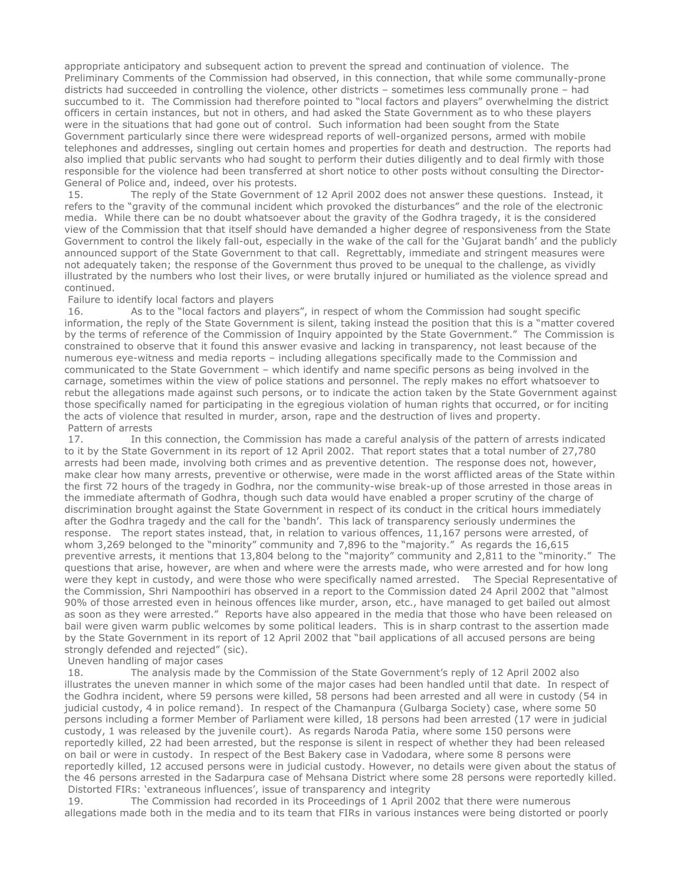appropriate anticipatory and subsequent action to prevent the spread and continuation of violence. The Preliminary Comments of the Commission had observed, in this connection, that while some communally-prone districts had succeeded in controlling the violence, other districts – sometimes less communally prone – had succumbed to it. The Commission had therefore pointed to "local factors and players" overwhelming the district officers in certain instances, but not in others, and had asked the State Government as to who these players were in the situations that had gone out of control. Such information had been sought from the State Government particularly since there were widespread reports of well-organized persons, armed with mobile telephones and addresses, singling out certain homes and properties for death and destruction. The reports had also implied that public servants who had sought to perform their duties diligently and to deal firmly with those responsible for the violence had been transferred at short notice to other posts without consulting the Director-General of Police and, indeed, over his protests.

15. The reply of the State Government of 12 April 2002 does not answer these questions. Instead, it refers to the "gravity of the communal incident which provoked the disturbances" and the role of the electronic media. While there can be no doubt whatsoever about the gravity of the Godhra tragedy, it is the considered view of the Commission that that itself should have demanded a higher degree of responsiveness from the State Government to control the likely fall-out, especially in the wake of the call for the 'Gujarat bandh' and the publicly announced support of the State Government to that call. Regrettably, immediate and stringent measures were not adequately taken; the response of the Government thus proved to be unequal to the challenge, as vividly illustrated by the numbers who lost their lives, or were brutally injured or humiliated as the violence spread and continued.

### Failure to identify local factors and players

16. As to the "local factors and players", in respect of whom the Commission had sought specific information, the reply of the State Government is silent, taking instead the position that this is a "matter covered by the terms of reference of the Commission of Inquiry appointed by the State Government." The Commission is constrained to observe that it found this answer evasive and lacking in transparency, not least because of the numerous eye-witness and media reports – including allegations specifically made to the Commission and communicated to the State Government – which identify and name specific persons as being involved in the carnage, sometimes within the view of police stations and personnel. The reply makes no effort whatsoever to rebut the allegations made against such persons, or to indicate the action taken by the State Government against those specifically named for participating in the egregious violation of human rights that occurred, or for inciting the acts of violence that resulted in murder, arson, rape and the destruction of lives and property.

### Pattern of arrests

17. In this connection, the Commission has made a careful analysis of the pattern of arrests indicated to it by the State Government in its report of 12 April 2002. That report states that a total number of 27,780 arrests had been made, involving both crimes and as preventive detention. The response does not, however, make clear how many arrests, preventive or otherwise, were made in the worst afflicted areas of the State within the first 72 hours of the tragedy in Godhra, nor the community-wise break-up of those arrested in those areas in the immediate aftermath of Godhra, though such data would have enabled a proper scrutiny of the charge of discrimination brought against the State Government in respect of its conduct in the critical hours immediately after the Godhra tragedy and the call for the 'bandh'. This lack of transparency seriously undermines the response. The report states instead, that, in relation to various offences, 11,167 persons were arrested, of whom 3,269 belonged to the "minority" community and 7,896 to the "majority." As regards the 16,615 preventive arrests, it mentions that 13,804 belong to the "majority" community and 2,811 to the "minority." The questions that arise, however, are when and where were the arrests made, who were arrested and for how long were they kept in custody, and were those who were specifically named arrested. The Special Representative of the Commission, Shri Nampoothiri has observed in a report to the Commission dated 24 April 2002 that "almost 90% of those arrested even in heinous offences like murder, arson, etc., have managed to get bailed out almost as soon as they were arrested." Reports have also appeared in the media that those who have been released on bail were given warm public welcomes by some political leaders. This is in sharp contrast to the assertion made by the State Government in its report of 12 April 2002 that "bail applications of all accused persons are being strongly defended and rejected" (sic).

### Uneven handling of major cases

18. The analysis made by the Commission of the State Government's reply of 12 April 2002 also illustrates the uneven manner in which some of the major cases had been handled until that date. In respect of the Godhra incident, where 59 persons were killed, 58 persons had been arrested and all were in custody (54 in judicial custody, 4 in police remand). In respect of the Chamanpura (Gulbarga Society) case, where some 50 persons including a former Member of Parliament were killed, 18 persons had been arrested (17 were in judicial custody, 1 was released by the juvenile court). As regards Naroda Patia, where some 150 persons were reportedly killed, 22 had been arrested, but the response is silent in respect of whether they had been released on bail or were in custody. In respect of the Best Bakery case in Vadodara, where some 8 persons were reportedly killed, 12 accused persons were in judicial custody. However, no details were given about the status of the 46 persons arrested in the Sadarpura case of Mehsana District where some 28 persons were reportedly killed.

### Distorted FIRs: 'extraneous influences', issue of transparency and integrity

19. The Commission had recorded in its Proceedings of 1 April 2002 that there were numerous allegations made both in the media and to its team that FIRs in various instances were being distorted or poorly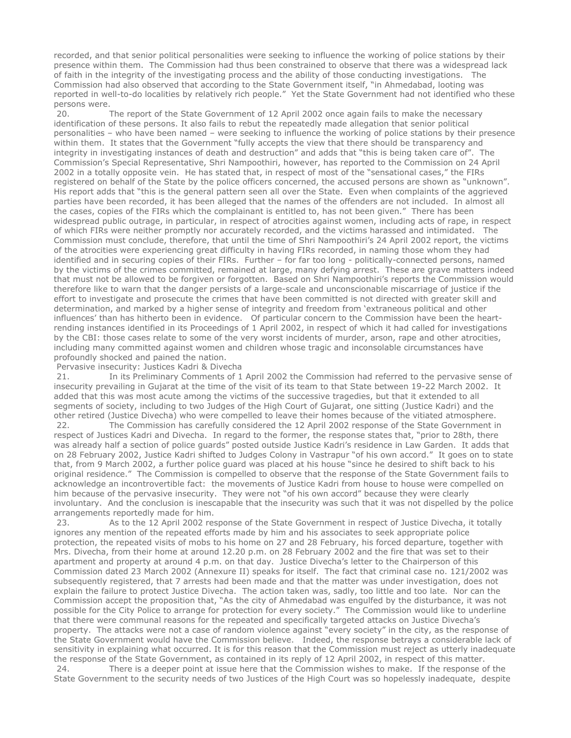recorded, and that senior political personalities were seeking to influence the working of police stations by their presence within them. The Commission had thus been constrained to observe that there was a widespread lack of faith in the integrity of the investigating process and the ability of those conducting investigations. The Commission had also observed that according to the State Government itself, "in Ahmedabad, looting was reported in well-to-do localities by relatively rich people." Yet the State Government had not identified who these persons were.

20. The report of the State Government of 12 April 2002 once again fails to make the necessary identification of these persons. It also fails to rebut the repeatedly made allegation that senior political personalities – who have been named – were seeking to influence the working of police stations by their presence within them. It states that the Government "fully accepts the view that there should be transparency and integrity in investigating instances of death and destruction" and adds that "this is being taken care of". The Commission's Special Representative, Shri Nampoothiri, however, has reported to the Commission on 24 April 2002 in a totally opposite vein. He has stated that, in respect of most of the "sensational cases," the FIRs registered on behalf of the State by the police officers concerned, the accused persons are shown as "unknown". His report adds that "this is the general pattern seen all over the State. Even when complaints of the aggrieved parties have been recorded, it has been alleged that the names of the offenders are not included. In almost all the cases, copies of the FIRs which the complainant is entitled to, has not been given." There has been widespread public outrage, in particular, in respect of atrocities against women, including acts of rape, in respect of which FIRs were neither promptly nor accurately recorded, and the victims harassed and intimidated. The Commission must conclude, therefore, that until the time of Shri Nampoothiri's 24 April 2002 report, the victims of the atrocities were experiencing great difficulty in having FIRs recorded, in naming those whom they had identified and in securing copies of their FIRs. Further – for far too long - politically-connected persons, named by the victims of the crimes committed, remained at large, many defying arrest. These are grave matters indeed that must not be allowed to be forgiven or forgotten. Based on Shri Nampoothiri's reports the Commission would therefore like to warn that the danger persists of a large-scale and unconscionable miscarriage of justice if the effort to investigate and prosecute the crimes that have been committed is not directed with greater skill and determination, and marked by a higher sense of integrity and freedom from 'extraneous political and other influences' than has hitherto been in evidence. Of particular concern to the Commission have been the heart-rending instances identified in its Proceedings of 1 April 2002, in respect of which it had called for investigations by the CBI: those cases relate to some of the very worst incidents of murder, arson, rape and other atrocities, including many committed against women and children whose tragic and inconsolable circumstances have profoundly shocked and pained the nation.

Pervasive insecurity: Justices Kadri & Divecha

21. In its Preliminary Comments of 1 April 2002 the Commission had referred to the pervasive sense of insecurity prevailing in Gujarat at the time of the visit of its team to that State between 19-22 March 2002. It added that this was most acute among the victims of the successive tragedies, but that it extended to all segments of society, including to two Judges of the High Court of Gujarat, one sitting (Justice Kadri) and the other retired (Justice Divecha) who were compelled to leave their homes because of the vitiated atmosphere.

22. The Commission has carefully considered the 12 April 2002 response of the State Government in respect of Justices Kadri and Divecha. In regard to the former, the response states that, "prior to 28th, there was already half a section of police guards" posted outside Justice Kadri's residence in Law Garden. It adds that on 28 February 2002, Justice Kadri shifted to Judges Colony in Vastrapur "of his own accord." It goes on to state that, from 9 March 2002, a further police guard was placed at his house "since he desired to shift back to his original residence." The Commission is compelled to observe that the response of the State Government fails to acknowledge an incontrovertible fact: the movements of Justice Kadri from house to house were compelled on him because of the pervasive insecurity. They were not "of his own accord" because they were clearly involuntary. And the conclusion is inescapable that the insecurity was such that it was not dispelled by the police arrangements reportedly made for him.

23. As to the 12 April 2002 response of the State Government in respect of Justice Divecha, it totally ignores any mention of the repeated efforts made by him and his associates to seek appropriate police protection, the repeated visits of mobs to his home on 27 and 28 February, his forced departure, together with Mrs. Divecha, from their home at around 12.20 p.m. on 28 February 2002 and the fire that was set to their apartment and property at around 4 p.m. on that day. Justice Divecha's letter to the Chairperson of this Commission dated 23 March 2002 (Annexure II) speaks for itself. The fact that criminal case no. 121/2002 was subsequently registered, that 7 arrests had been made and that the matter was under investigation, does not explain the failure to protect Justice Divecha. The action taken was, sadly, too little and too late. Nor can the Commission accept the proposition that, "As the city of Ahmedabad was engulfed by the disturbance, it was not possible for the City Police to arrange for protection for every society." The Commission would like to underline that there were communal reasons for the repeated and specifically targeted attacks on Justice Divecha's property. The attacks were not a case of random violence against "every society" in the city, as the response of the State Government would have the Commission believe. Indeed, the response betrays a considerable lack of sensitivity in explaining what occurred. It is for this reason that the Commission must reject as utterly inadequate the response of the State Government, as contained in its reply of 12 April 2002, in respect of this matter.

24. There is a deeper point at issue here that the Commission wishes to make. If the response of the State Government to the security needs of two Justices of the High Court was so hopelessly inadequate, despite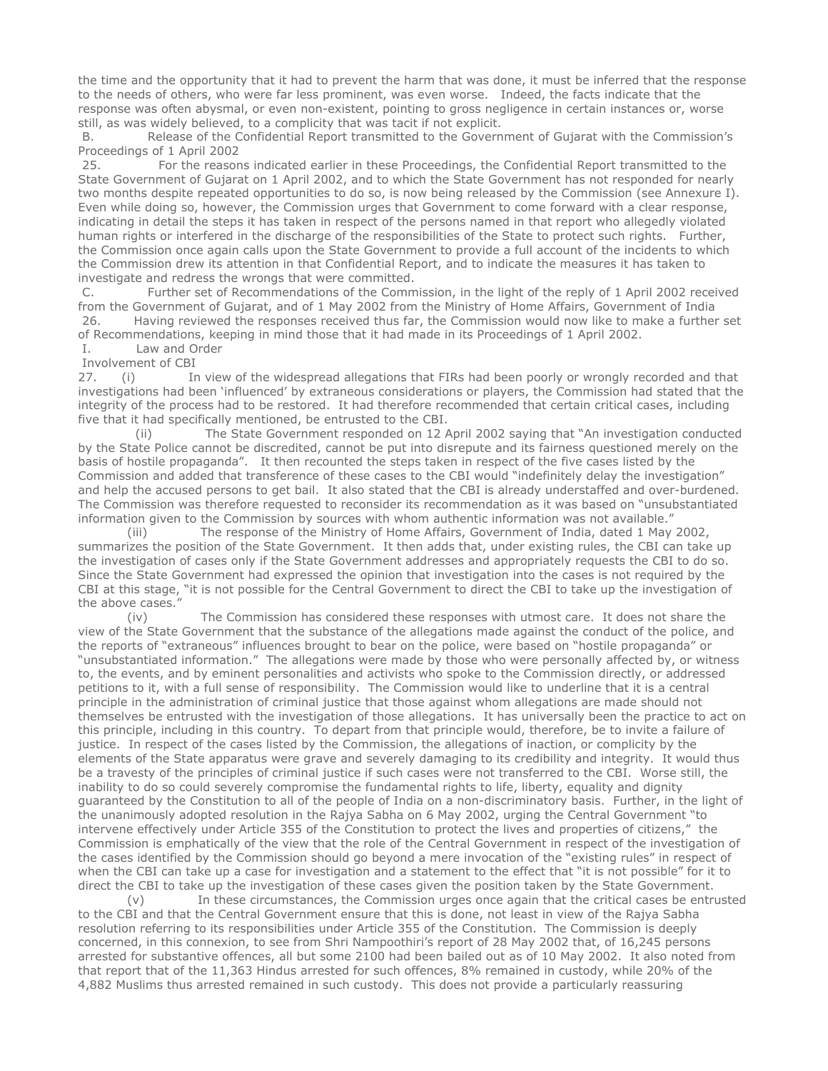the time and the opportunity that it had to prevent the harm that was done, it must be inferred that the response to the needs of others, who were far less prominent, was even worse. Indeed, the facts indicate that the response was often abysmal, or even non-existent, pointing to gross negligence in certain instances or, worse still, as was widely believed, to a complicity that was tacit if not explicit.

B. Release of the Confidential Report transmitted to the Government of Gujarat with the Commission's Proceedings of 1 April 2002

25. For the reasons indicated earlier in these Proceedings, the Confidential Report transmitted to the State Government of Gujarat on 1 April 2002, and to which the State Government has not responded for nearly two months despite repeated opportunities to do so, is now being released by the Commission (see Annexure I). Even while doing so, however, the Commission urges that Government to come forward with a clear response, indicating in detail the steps it has taken in respect of the persons named in that report who allegedly violated human rights or interfered in the discharge of the responsibilities of the State to protect such rights. Further, the Commission once again calls upon the State Government to provide a full account of the incidents to which the Commission drew its attention in that Confidential Report, and to indicate the measures it has taken to investigate and redress the wrongs that were committed.

C. Further set of Recommendations of the Commission, in the light of the reply of 1 April 2002 received from the Government of Gujarat, and of 1 May 2002 from the Ministry of Home Affairs, Government of India

26. Having reviewed the responses received thus far, the Commission would now like to make a further set of Recommendations, keeping in mind those that it had made in its Proceedings of 1 April 2002.

I. Law and Order

Involvement of CBI

27. (i) In view of the widespread allegations that FIRs had been poorly or wrongly recorded and that investigations had been 'influenced' by extraneous considerations or players, the Commission had stated that the integrity of the process had to be restored. It had therefore recommended that certain critical cases, including five that it had specifically mentioned, be entrusted to the CBI.

(ii) The State Government responded on 12 April 2002 saying that "An investigation conducted by the State Police cannot be discredited, cannot be put into disrepute and its fairness questioned merely on the basis of hostile propaganda". It then recounted the steps taken in respect of the five cases listed by the Commission and added that transference of these cases to the CBI would "indefinitely delay the investigation" and help the accused persons to get bail. It also stated that the CBI is already understaffed and over-burdened. The Commission was therefore requested to reconsider its recommendation as it was based on "unsubstantiated information given to the Commission by sources with whom authentic information was not available."

(iii) The response of the Ministry of Home Affairs, Government of India, dated 1 May 2002, summarizes the position of the State Government. It then adds that, under existing rules, the CBI can take up the investigation of cases only if the State Government addresses and appropriately requests the CBI to do so. Since the State Government had expressed the opinion that investigation into the cases is not required by the CBI at this stage, "it is not possible for the Central Government to direct the CBI to take up the investigation of the above cases."

(iv) The Commission has considered these responses with utmost care. It does not share the view of the State Government that the substance of the allegations made against the conduct of the police, and the reports of "extraneous" influences brought to bear on the police, were based on "hostile propaganda" or "unsubstantiated information." The allegations were made by those who were personally affected by, or witness to, the events, and by eminent personalities and activists who spoke to the Commission directly, or addressed petitions to it, with a full sense of responsibility. The Commission would like to underline that it is a central principle in the administration of criminal justice that those against whom allegations are made should not themselves be entrusted with the investigation of those allegations. It has universally been the practice to act on this principle, including in this country. To depart from that principle would, therefore, be to invite a failure of justice. In respect of the cases listed by the Commission, the allegations of inaction, or complicity by the elements of the State apparatus were grave and severely damaging to its credibility and integrity. It would thus be a travesty of the principles of criminal justice if such cases were not transferred to the CBI. Worse still, the inability to do so could severely compromise the fundamental rights to life, liberty, equality and dignity guaranteed by the Constitution to all of the people of India on a non-discriminatory basis. Further, in the light of the unanimously adopted resolution in the Rajya Sabha on 6 May 2002, urging the Central Government "to intervene effectively under Article 355 of the Constitution to protect the lives and properties of citizens," the Commission is emphatically of the view that the role of the Central Government in respect of the investigation of the cases identified by the Commission should go beyond a mere invocation of the "existing rules" in respect of when the CBI can take up a case for investigation and a statement to the effect that "it is not possible" for it to direct the CBI to take up the investigation of these cases given the position taken by the State Government.

(v) In these circumstances, the Commission urges once again that the critical cases be entrusted to the CBI and that the Central Government ensure that this is done, not least in view of the Rajya Sabha resolution referring to its responsibilities under Article 355 of the Constitution. The Commission is deeply concerned, in this connexion, to see from Shri Nampoothiri's report of 28 May 2002 that, of 16,245 persons arrested for substantive offences, all but some 2100 had been bailed out as of 10 May 2002. It also noted from that report that of the 11,363 Hindus arrested for such offences, 8% remained in custody, while 20% of the 4,882 Muslims thus arrested remained in such custody. This does not provide a particularly reassuring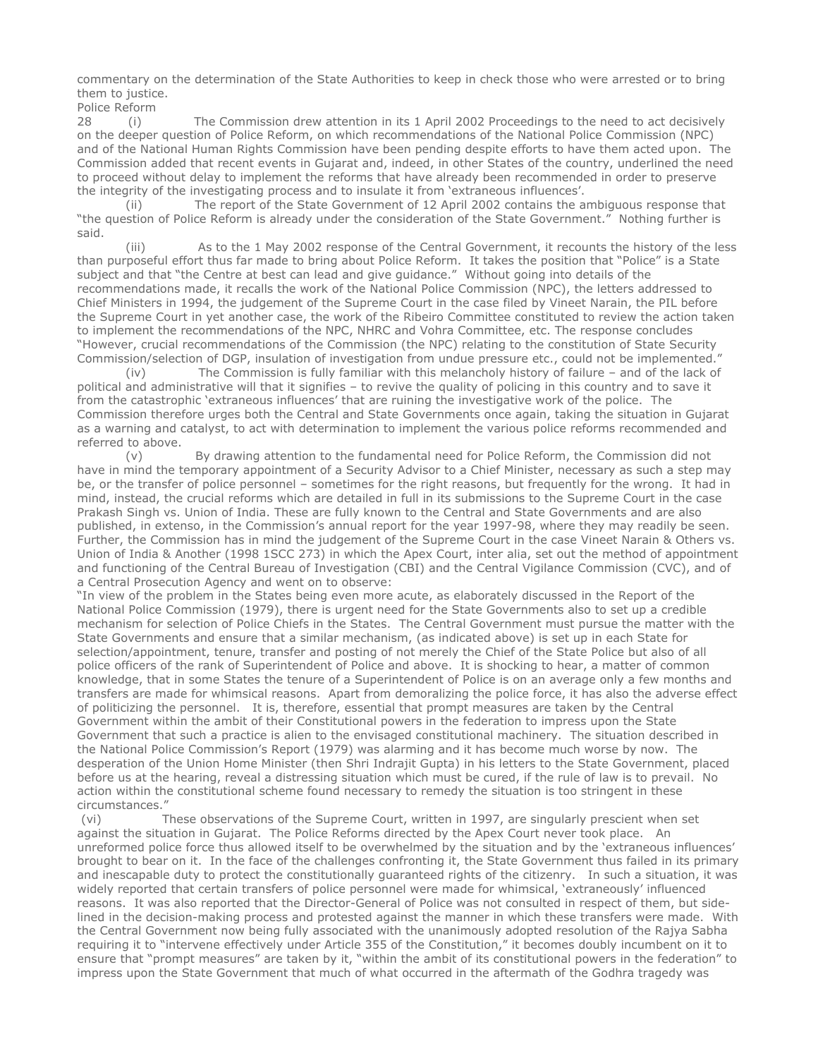commentary on the determination of the State Authorities to keep in check those who were arrested or to bring them to justice.

Police Reform

28 (i) The Commission drew attention in its 1 April 2002 Proceedings to the need to act decisively on the deeper question of Police Reform, on which recommendations of the National Police Commission (NPC) and of the National Human Rights Commission have been pending despite efforts to have them acted upon. The Commission added that recent events in Gujarat and, indeed, in other States of the country, underlined the need to proceed without delay to implement the reforms that have already been recommended in order to preserve the integrity of the investigating process and to insulate it from 'extraneous influences'.

(ii) The report of the State Government of 12 April 2002 contains the ambiguous response that "the question of Police Reform is already under the consideration of the State Government." Nothing further is said.

(iii) As to the 1 May 2002 response of the Central Government, it recounts the history of the less than purposeful effort thus far made to bring about Police Reform. It takes the position that "Police" is a State subject and that "the Centre at best can lead and give guidance." Without going into details of the recommendations made, it recalls the work of the National Police Commission (NPC), the letters addressed to Chief Ministers in 1994, the judgement of the Supreme Court in the case filed by Vineet Narain, the PIL before the Supreme Court in yet another case, the work of the Ribeiro Committee constituted to review the action taken to implement the recommendations of the NPC, NHRC and Vohra Committee, etc. The response concludes "However, crucial recommendations of the Commission (the NPC) relating to the constitution of State Security Commission/selection of DGP, insulation of investigation from undue pressure etc., could not be implemented."

(iv) The Commission is fully familiar with this melancholy history of failure – and of the lack of political and administrative will that it signifies – to revive the quality of policing in this country and to save it from the catastrophic 'extraneous influences' that are ruining the investigative work of the police. The Commission therefore urges both the Central and State Governments once again, taking the situation in Gujarat as a warning and catalyst, to act with determination to implement the various police reforms recommended and referred to above.

(v) By drawing attention to the fundamental need for Police Reform, the Commission did not have in mind the temporary appointment of a Security Advisor to a Chief Minister, necessary as such a step may be, or the transfer of police personnel – sometimes for the right reasons, but frequently for the wrong. It had in mind, instead, the crucial reforms which are detailed in full in its submissions to the Supreme Court in the case Prakash Singh vs. Union of India. These are fully known to the Central and State Governments and are also published, in extenso, in the Commission's annual report for the year 1997-98, where they may readily be seen. Further, the Commission has in mind the judgement of the Supreme Court in the case Vineet Narain & Others vs. Union of India & Another (1998 1SCC 273) in which the Apex Court, inter alia, set out the method of appointment and functioning of the Central Bureau of Investigation (CBI) and the Central Vigilance Commission (CVC), and of a Central Prosecution Agency and went on to observe:

"In view of the problem in the States being even more acute, as elaborately discussed in the Report of the National Police Commission (1979), there is urgent need for the State Governments also to set up a credible mechanism for selection of Police Chiefs in the States. The Central Government must pursue the matter with the State Governments and ensure that a similar mechanism, (as indicated above) is set up in each State for selection/appointment, tenure, transfer and posting of not merely the Chief of the State Police but also of all police officers of the rank of Superintendent of Police and above. It is shocking to hear, a matter of common knowledge, that in some States the tenure of a Superintendent of Police is on an average only a few months and transfers are made for whimsical reasons. Apart from demoralizing the police force, it has also the adverse effect of politicizing the personnel. It is, therefore, essential that prompt measures are taken by the Central Government within the ambit of their Constitutional powers in the federation to impress upon the State Government that such a practice is alien to the envisaged constitutional machinery. The situation described in the National Police Commission's Report (1979) was alarming and it has become much worse by now. The desperation of the Union Home Minister (then Shri Indrajit Gupta) in his letters to the State Government, placed before us at the hearing, reveal a distressing situation which must be cured, if the rule of law is to prevail. No action within the constitutional scheme found necessary to remedy the situation is too stringent in these circumstances."

(vi) These observations of the Supreme Court, written in 1997, are singularly prescient when set against the situation in Gujarat. The Police Reforms directed by the Apex Court never took place. An unreformed police force thus allowed itself to be overwhelmed by the situation and by the 'extraneous influences' brought to bear on it. In the face of the challenges confronting it, the State Government thus failed in its primary and inescapable duty to protect the constitutionally guaranteed rights of the citizenry. In such a situation, it was widely reported that certain transfers of police personnel were made for whimsical, 'extraneously' influenced reasons. It was also reported that the Director-General of Police was not consulted in respect of them, but side-lined in the decision-making process and protested against the manner in which these transfers were made. With the Central Government now being fully associated with the unanimously adopted resolution of the Rajya Sabha requiring it to "intervene effectively under Article 355 of the Constitution," it becomes doubly incumbent on it to ensure that "prompt measures" are taken by it, "within the ambit of its constitutional powers in the federation" to impress upon the State Government that much of what occurred in the aftermath of the Godhra tragedy was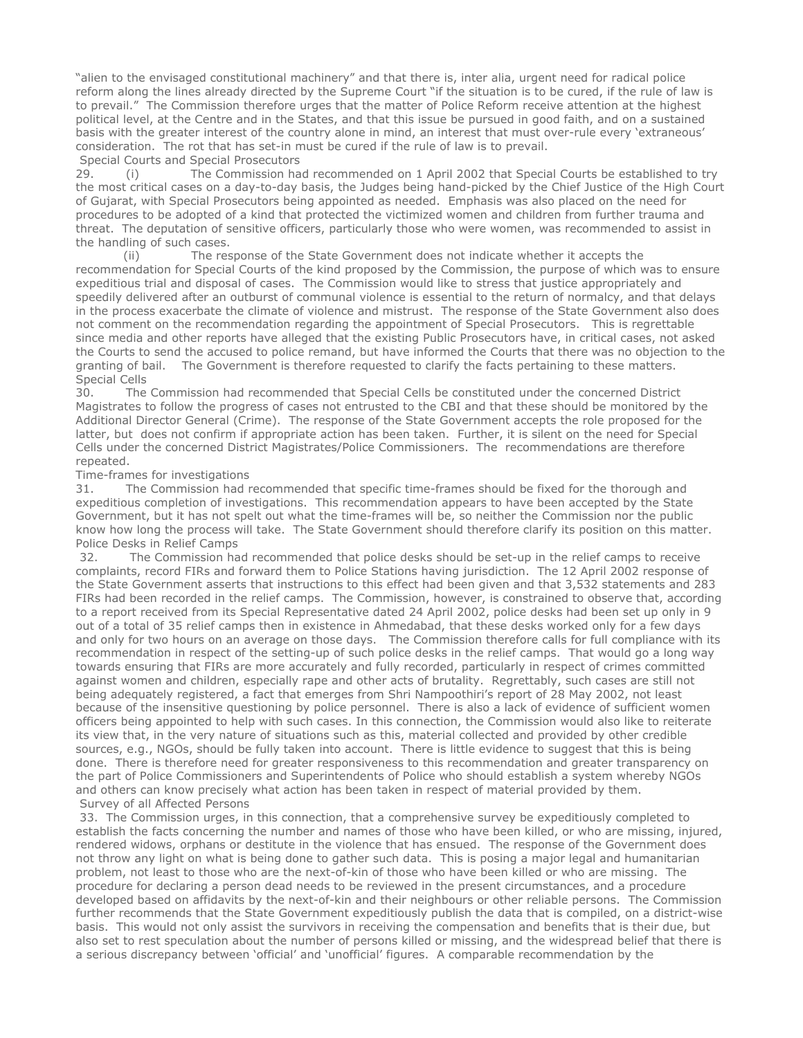"alien to the envisaged constitutional machinery" and that there is, inter alia, urgent need for radical police reform along the lines already directed by the Supreme Court "if the situation is to be cured, if the rule of law is to prevail." The Commission therefore urges that the matter of Police Reform receive attention at the highest political level, at the Centre and in the States, and that this issue be pursued in good faith, and on a sustained basis with the greater interest of the country alone in mind, an interest that must over-rule every 'extraneous' consideration. The rot that has set-in must be cured if the rule of law is to prevail.

### Special Courts and Special Prosecutors

29. (i) The Commission had recommended on 1 April 2002 that Special Courts be established to try the most critical cases on a day-to-day basis, the Judges being hand-picked by the Chief Justice of the High Court of Gujarat, with Special Prosecutors being appointed as needed. Emphasis was also placed on the need for procedures to be adopted of a kind that protected the victimized women and children from further trauma and threat. The deputation of sensitive officers, particularly those who were women, was recommended to assist in the handling of such cases.

(ii) The response of the State Government does not indicate whether it accepts the recommendation for Special Courts of the kind proposed by the Commission, the purpose of which was to ensure expeditious trial and disposal of cases. The Commission would like to stress that justice appropriately and speedily delivered after an outburst of communal violence is essential to the return of normalcy, and that delays in the process exacerbate the climate of violence and mistrust. The response of the State Government also does not comment on the recommendation regarding the appointment of Special Prosecutors. This is regrettable since media and other reports have alleged that the existing Public Prosecutors have, in critical cases, not asked the Courts to send the accused to police remand, but have informed the Courts that there was no objection to the granting of bail. The Government is therefore requested to clarify the facts pertaining to these matters.

### Special Cells

30. The Commission had recommended that Special Cells be constituted under the concerned District Magistrates to follow the progress of cases not entrusted to the CBI and that these should be monitored by the Additional Director General (Crime). The response of the State Government accepts the role proposed for the latter, but does not confirm if appropriate action has been taken. Further, it is silent on the need for Special Cells under the concerned District Magistrates/Police Commissioners. The recommendations are therefore repeated.

### Time-frames for investigations

31. The Commission had recommended that specific time-frames should be fixed for the thorough and expeditious completion of investigations. This recommendation appears to have been accepted by the State Government, but it has not spelt out what the time-frames will be, so neither the Commission nor the public know how long the process will take. The State Government should therefore clarify its position on this matter.

### Police Desks in Relief Camps

32. The Commission had recommended that police desks should be set-up in the relief camps to receive complaints, record FIRs and forward them to Police Stations having jurisdiction. The 12 April 2002 response of the State Government asserts that instructions to this effect had been given and that 3,532 statements and 283 FIRs had been recorded in the relief camps. The Commission, however, is constrained to observe that, according to a report received from its Special Representative dated 24 April 2002, police desks had been set up only in 9 out of a total of 35 relief camps then in existence in Ahmedabad, that these desks worked only for a few days and only for two hours on an average on those days. The Commission therefore calls for full compliance with its recommendation in respect of the setting-up of such police desks in the relief camps. That would go a long way towards ensuring that FIRs are more accurately and fully recorded, particularly in respect of crimes committed against women and children, especially rape and other acts of brutality. Regrettably, such cases are still not being adequately registered, a fact that emerges from Shri Nampoothiri's report of 28 May 2002, not least because of the insensitive questioning by police personnel. There is also a lack of evidence of sufficient women officers being appointed to help with such cases. In this connection, the Commission would also like to reiterate its view that, in the very nature of situations such as this, material collected and provided by other credible sources, e.g., NGOs, should be fully taken into account. There is little evidence to suggest that this is being done. There is therefore need for greater responsiveness to this recommendation and greater transparency on the part of Police Commissioners and Superintendents of Police who should establish a system whereby NGOs and others can know precisely what action has been taken in respect of material provided by them.

### Survey of all Affected Persons

33. The Commission urges, in this connection, that a comprehensive survey be expeditiously completed to establish the facts concerning the number and names of those who have been killed, or who are missing, injured, rendered widows, orphans or destitute in the violence that has ensued. The response of the Government does not throw any light on what is being done to gather such data. This is posing a major legal and humanitarian problem, not least to those who are the next-of-kin of those who have been killed or who are missing. The procedure for declaring a person dead needs to be reviewed in the present circumstances, and a procedure developed based on affidavits by the next-of-kin and their neighbours or other reliable persons. The Commission further recommends that the State Government expeditiously publish the data that is compiled, on a district-wise basis. This would not only assist the survivors in receiving the compensation and benefits that is their due, but also set to rest speculation about the number of persons killed or missing, and the widespread belief that there is a serious discrepancy between 'official' and 'unofficial' figures. A comparable recommendation by the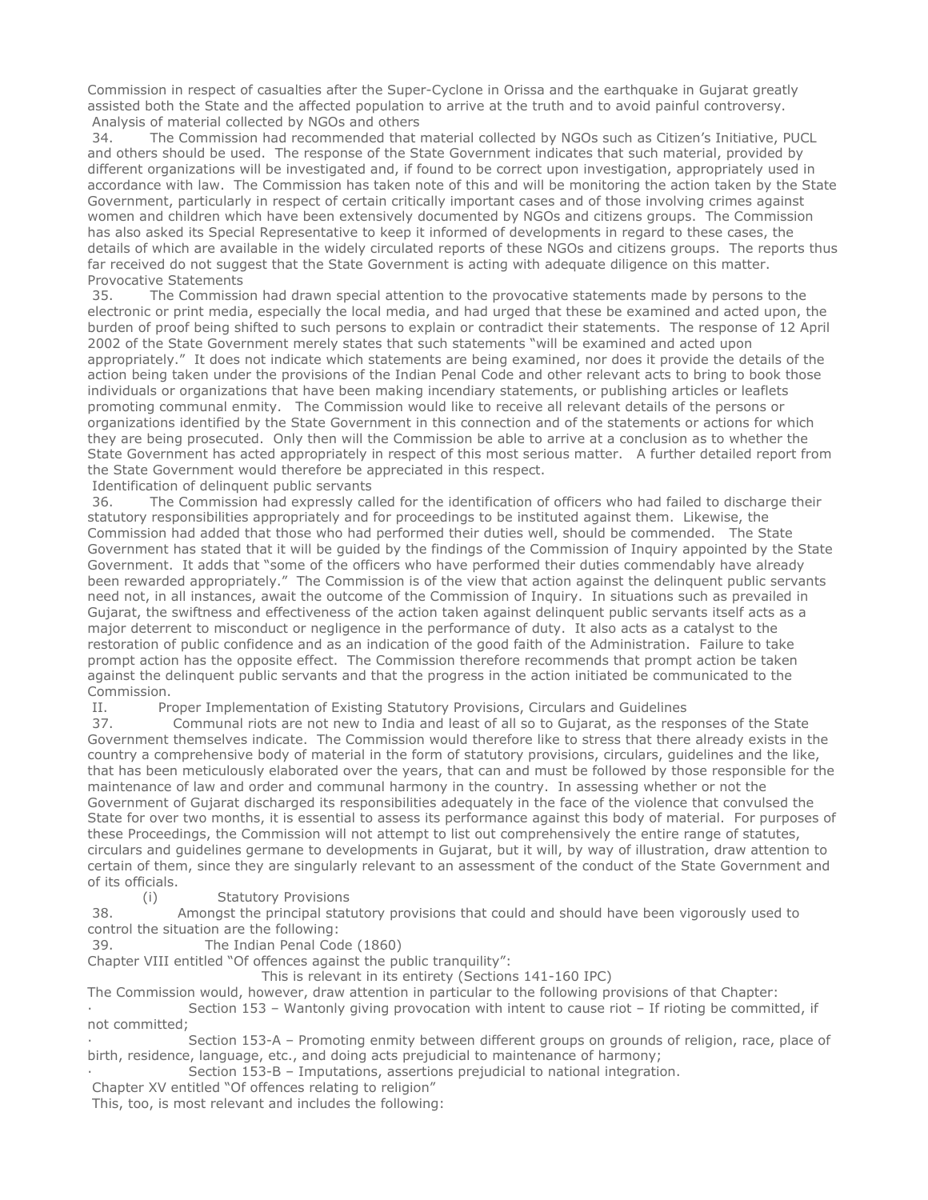Commission in respect of casualties after the Super-Cyclone in Orissa and the earthquake in Gujarat greatly assisted both the State and the affected population to arrive at the truth and to avoid painful controversy.

### Analysis of material collected by NGOs and others

34. The Commission had recommended that material collected by NGOs such as Citizen's Initiative, PUCL and others should be used. The response of the State Government indicates that such material, provided by different organizations will be investigated and, if found to be correct upon investigation, appropriately used in accordance with law. The Commission has taken note of this and will be monitoring the action taken by the State Government, particularly in respect of certain critically important cases and of those involving crimes against women and children which have been extensively documented by NGOs and citizens groups. The Commission has also asked its Special Representative to keep it informed of developments in regard to these cases, the details of which are available in the widely circulated reports of these NGOs and citizens groups. The reports thus far received do not suggest that the State Government is acting with adequate diligence on this matter.

### Provocative Statements

35. The Commission had drawn special attention to the provocative statements made by persons to the electronic or print media, especially the local media, and had urged that these be examined and acted upon, the burden of proof being shifted to such persons to explain or contradict their statements. The response of 12 April 2002 of the State Government merely states that such statements "will be examined and acted upon appropriately." It does not indicate which statements are being examined, nor does it provide the details of the action being taken under the provisions of the Indian Penal Code and other relevant acts to bring to book those individuals or organizations that have been making incendiary statements, or publishing articles or leaflets promoting communal enmity. The Commission would like to receive all relevant details of the persons or organizations identified by the State Government in this connection and of the statements or actions for which they are being prosecuted. Only then will the Commission be able to arrive at a conclusion as to whether the State Government has acted appropriately in respect of this most serious matter. A further detailed report from the State Government would therefore be appreciated in this respect.

### Identification of delinquent public servants

36. The Commission had expressly called for the identification of officers who had failed to discharge their statutory responsibilities appropriately and for proceedings to be instituted against them. Likewise, the Commission had added that those who had performed their duties well, should be commended. The State Government has stated that it will be guided by the findings of the Commission of Inquiry appointed by the State Government. It adds that "some of the officers who have performed their duties commendably have already been rewarded appropriately." The Commission is of the view that action against the delinquent public servants need not, in all instances, await the outcome of the Commission of Inquiry. In situations such as prevailed in Gujarat, the swiftness and effectiveness of the action taken against delinquent public servants itself acts as a major deterrent to misconduct or negligence in the performance of duty. It also acts as a catalyst to the restoration of public confidence and as an indication of the good faith of the Administration. Failure to take prompt action has the opposite effect. The Commission therefore recommends that prompt action be taken against the delinquent public servants and that the progress in the action initiated be communicated to the Commission.

## II. Proper Implementation of Existing Statutory Provisions, Circulars and Guidelines

37. Communal riots are not new to India and least of all so to Gujarat, as the responses of the State Government themselves indicate. The Commission would therefore like to stress that there already exists in the country a comprehensive body of material in the form of statutory provisions, circulars, guidelines and the like, that has been meticulously elaborated over the years, that can and must be followed by those responsible for the maintenance of law and order and communal harmony in the country. In assessing whether or not the Government of Gujarat discharged its responsibilities adequately in the face of the violence that convulsed the State for over two months, it is essential to assess its performance against this body of material. For purposes of these Proceedings, the Commission will not attempt to list out comprehensively the entire range of statutes, circulars and guidelines germane to developments in Gujarat, but it will, by way of illustration, draw attention to certain of them, since they are singularly relevant to an assessment of the conduct of the State Government and of its officials.

### (i) Statutory Provisions

38. Amongst the principal statutory provisions that could and should have been vigorously used to control the situation are the following:

39. The Indian Penal Code (1860)

Chapter VIII entitled "Of offences against the public tranquility":

This is relevant in its entirety (Sections 141-160 IPC)

The Commission would, however, draw attention in particular to the following provisions of that Chapter:

- Section 153 – Wantonly giving provocation with intent to cause riot – If rioting be committed, if not committed;
- Section 153-A – Promoting enmity between different groups on grounds of religion, race, place of birth, residence, language, etc., and doing acts prejudicial to maintenance of harmony;
- Section 153-B – Imputations, assertions prejudicial to national integration.

Chapter XV entitled "Of offences relating to religion"

This, too, is most relevant and includes the following: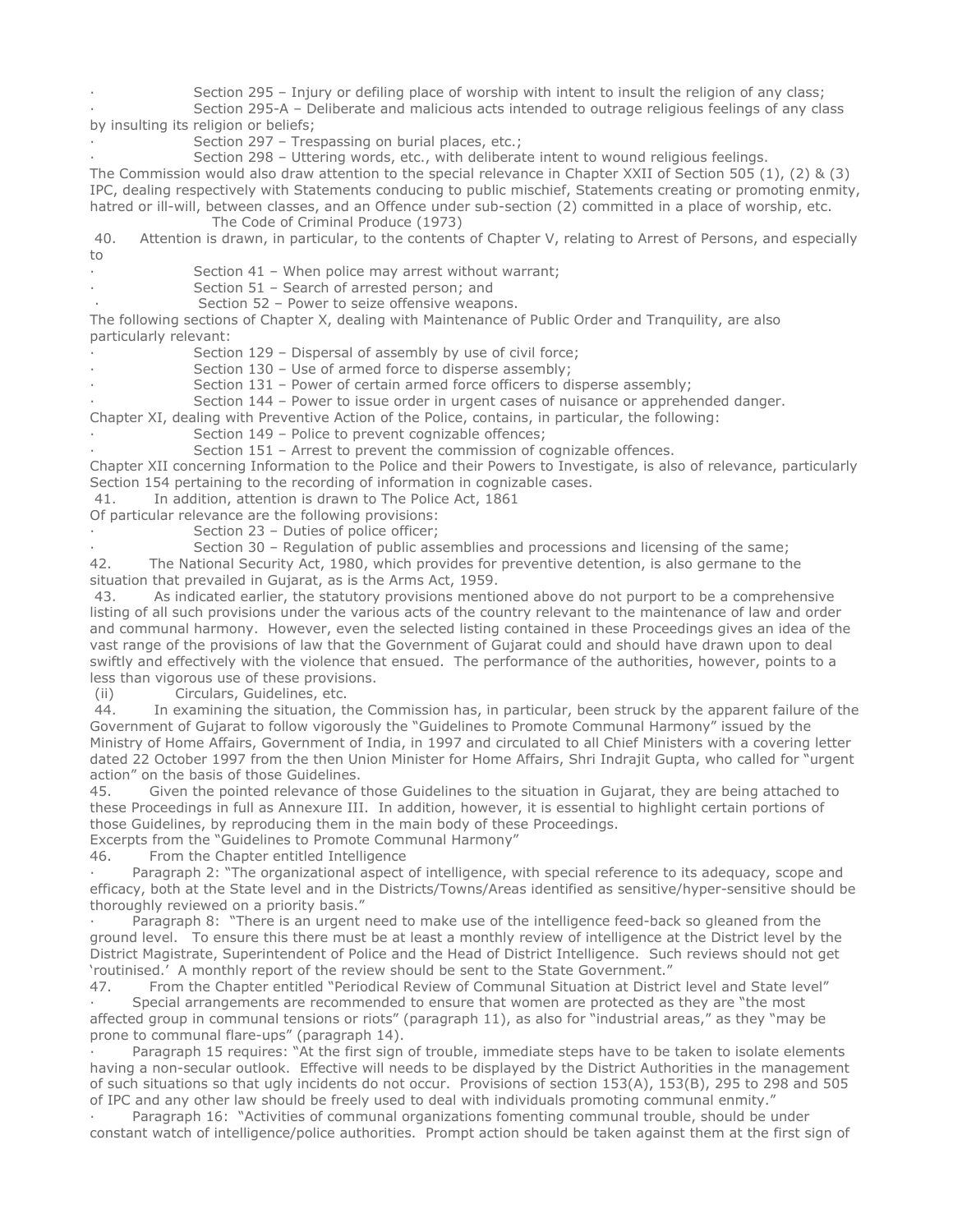- Section 295 – Injury or defiling place of worship with intent to insult the religion of any class;
- Section 295-A – Deliberate and malicious acts intended to outrage religious feelings of any class by insulting its religion or beliefs;
- Section 297 – Trespassing on burial places, etc.;
- Section 298 – Uttering words, etc., with deliberate intent to wound religious feelings.

The Commission would also draw attention to the special relevance in Chapter XXII of Section 505 (1), (2) & (3) IPC, dealing respectively with Statements conducing to public mischief, Statements creating or promoting enmity, hatred or ill-will, between classes, and an Offence under sub-section (2) committed in a place of worship, etc.

The Code of Criminal Produce (1973)

40. Attention is drawn, in particular, to the contents of Chapter V, relating to Arrest of Persons, and especially to

- Section 41 – When police may arrest without warrant;
- Section 51 – Search of arrested person; and
- Section 52 – Power to seize offensive weapons.

The following sections of Chapter X, dealing with Maintenance of Public Order and Tranquility, are also particularly relevant:

- Section 129 – Dispersal of assembly by use of civil force;
- Section 130 – Use of armed force to disperse assembly;
- Section 131 – Power of certain armed force officers to disperse assembly;
- Section 144 – Power to issue order in urgent cases of nuisance or apprehended danger.

Chapter XI, dealing with Preventive Action of the Police, contains, in particular, the following:

- Section 149 – Police to prevent cognizable offences;
- Section 151 – Arrest to prevent the commission of cognizable offences.

Chapter XII concerning Information to the Police and their Powers to Investigate, is also of relevance, particularly Section 154 pertaining to the recording of information in cognizable cases.

41. In addition, attention is drawn to The Police Act, 1861

Of particular relevance are the following provisions:

- Section 23 – Duties of police officer;
- Section 30 – Regulation of public assemblies and processions and licensing of the same;

42. The National Security Act, 1980, which provides for preventive detention, is also germane to the situation that prevailed in Gujarat, as is the Arms Act, 1959.

43. As indicated earlier, the statutory provisions mentioned above do not purport to be a comprehensive listing of all such provisions under the various acts of the country relevant to the maintenance of law and order and communal harmony. However, even the selected listing contained in these Proceedings gives an idea of the vast range of the provisions of law that the Government of Gujarat could and should have drawn upon to deal swiftly and effectively with the violence that ensued. The performance of the authorities, however, points to a less than vigorous use of these provisions.

(ii) Circulars, Guidelines, etc.

44. In examining the situation, the Commission has, in particular, been struck by the apparent failure of the Government of Gujarat to follow vigorously the "Guidelines to Promote Communal Harmony" issued by the Ministry of Home Affairs, Government of India, in 1997 and circulated to all Chief Ministers with a covering letter dated 22 October 1997 from the then Union Minister for Home Affairs, Shri Indrajit Gupta, who called for "urgent action" on the basis of those Guidelines.

45. Given the pointed relevance of those Guidelines to the situation in Gujarat, they are being attached to these Proceedings in full as Annexure III. In addition, however, it is essential to highlight certain portions of those Guidelines, by reproducing them in the main body of these Proceedings.

Excerpts from the "Guidelines to Promote Communal Harmony"

46. From the Chapter entitled Intelligence

- Paragraph 2: "The organizational aspect of intelligence, with special reference to its adequacy, scope and efficacy, both at the State level and in the Districts/Towns/Areas identified as sensitive/hyper-sensitive should be thoroughly reviewed on a priority basis."
- Paragraph 8: "There is an urgent need to make use of the intelligence feed-back so gleaned from the ground level. To ensure this there must be at least a monthly review of intelligence at the District level by the District Magistrate, Superintendent of Police and the Head of District Intelligence. Such reviews should not get 'routinised.' A monthly report of the review should be sent to the State Government."

47. From the Chapter entitled "Periodical Review of Communal Situation at District level and State level"

- Special arrangements are recommended to ensure that women are protected as they are "the most affected group in communal tensions or riots" (paragraph 11), as also for "industrial areas," as they "may be prone to communal flare-ups" (paragraph 14).
- Paragraph 15 requires: "At the first sign of trouble, immediate steps have to be taken to isolate elements having a non-secular outlook. Effective will needs to be displayed by the District Authorities in the management of such situations so that ugly incidents do not occur. Provisions of section 153(A), 153(B), 295 to 298 and 505 of IPC and any other law should be freely used to deal with individuals promoting communal enmity."
- Paragraph 16: "Activities of communal organizations fomenting communal trouble, should be under constant watch of intelligence/police authorities. Prompt action should be taken against them at the first sign of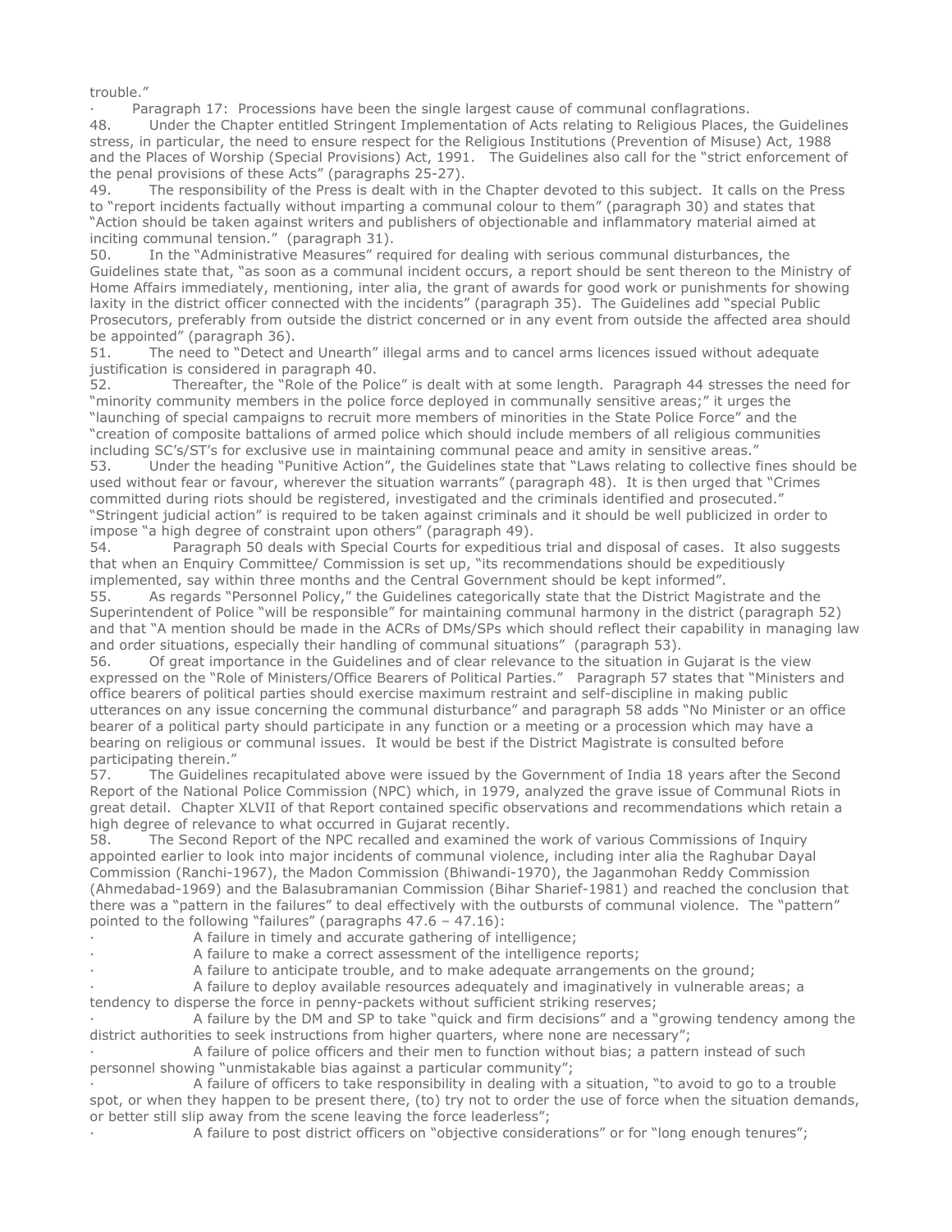trouble."

- Paragraph 17: Processions have been the single largest cause of communal conflagrations.

48. Under the Chapter entitled Stringent Implementation of Acts relating to Religious Places, the Guidelines stress, in particular, the need to ensure respect for the Religious Institutions (Prevention of Misuse) Act, 1988 and the Places of Worship (Special Provisions) Act, 1991. The Guidelines also call for the "strict enforcement of the penal provisions of these Acts" (paragraphs 25-27).

49. The responsibility of the Press is dealt with in the Chapter devoted to this subject. It calls on the Press to "report incidents factually without imparting a communal colour to them" (paragraph 30) and states that "Action should be taken against writers and publishers of objectionable and inflammatory material aimed at inciting communal tension." (paragraph 31).

50. In the "Administrative Measures" required for dealing with serious communal disturbances, the Guidelines state that, "as soon as a communal incident occurs, a report should be sent thereon to the Ministry of Home Affairs immediately, mentioning, inter alia, the grant of awards for good work or punishments for showing laxity in the district officer connected with the incidents" (paragraph 35). The Guidelines add "special Public Prosecutors, preferably from outside the district concerned or in any event from outside the affected area should be appointed" (paragraph 36).

51. The need to "Detect and Unearth" illegal arms and to cancel arms licences issued without adequate justification is considered in paragraph 40.

52. Thereafter, the "Role of the Police" is dealt with at some length. Paragraph 44 stresses the need for "minority community members in the police force deployed in communally sensitive areas;" it urges the "launching of special campaigns to recruit more members of minorities in the State Police Force" and the "creation of composite battalions of armed police which should include members of all religious communities including SC's/ST's for exclusive use in maintaining communal peace and amity in sensitive areas."

53. Under the heading "Punitive Action", the Guidelines state that "Laws relating to collective fines should be used without fear or favour, wherever the situation warrants" (paragraph 48). It is then urged that "Crimes committed during riots should be registered, investigated and the criminals identified and prosecuted." "Stringent judicial action" is required to be taken against criminals and it should be well publicized in order to impose "a high degree of constraint upon others" (paragraph 49).

54. Paragraph 50 deals with Special Courts for expeditious trial and disposal of cases. It also suggests that when an Enquiry Committee/ Commission is set up, "its recommendations should be expeditiously implemented, say within three months and the Central Government should be kept informed".

55. As regards "Personnel Policy," the Guidelines categorically state that the District Magistrate and the Superintendent of Police "will be responsible" for maintaining communal harmony in the district (paragraph 52) and that "A mention should be made in the ACRs of DMs/SPs which should reflect their capability in managing law and order situations, especially their handling of communal situations" (paragraph 53).

56. Of great importance in the Guidelines and of clear relevance to the situation in Gujarat is the view expressed on the "Role of Ministers/Office Bearers of Political Parties." Paragraph 57 states that "Ministers and office bearers of political parties should exercise maximum restraint and self-discipline in making public utterances on any issue concerning the communal disturbance" and paragraph 58 adds "No Minister or an office bearer of a political party should participate in any function or a meeting or a procession which may have a bearing on religious or communal issues. It would be best if the District Magistrate is consulted before participating therein."

57. The Guidelines recapitulated above were issued by the Government of India 18 years after the Second Report of the National Police Commission (NPC) which, in 1979, analyzed the grave issue of Communal Riots in great detail. Chapter XLVII of that Report contained specific observations and recommendations which retain a high degree of relevance to what occurred in Gujarat recently.

58. The Second Report of the NPC recalled and examined the work of various Commissions of Inquiry appointed earlier to look into major incidents of communal violence, including inter alia the Raghubar Dayal Commission (Ranchi-1967), the Madon Commission (Bhiwandi-1970), the Jaganmohan Reddy Commission (Ahmedabad-1969) and the Balasubramanian Commission (Bihar Sharief-1981) and reached the conclusion that there was a "pattern in the failures" to deal effectively with the outbursts of communal violence. The "pattern" pointed to the following "failures" (paragraphs 47.6 – 47.16):

- A failure in timely and accurate gathering of intelligence;
- A failure to make a correct assessment of the intelligence reports;
- A failure to anticipate trouble, and to make adequate arrangements on the ground;
- A failure to deploy available resources adequately and imaginatively in vulnerable areas; a tendency to disperse the force in penny-packets without sufficient striking reserves;
- A failure by the DM and SP to take "quick and firm decisions" and a "growing tendency among the district authorities to seek instructions from higher quarters, where none are necessary";
- A failure of police officers and their men to function without bias; a pattern instead of such personnel showing "unmistakable bias against a particular community";
- A failure of officers to take responsibility in dealing with a situation, "to avoid to go to a trouble spot, or when they happen to be present there, (to) try not to order the use of force when the situation demands, or better still slip away from the scene leaving the force leaderless";
- A failure to post district officers on "objective considerations" or for "long enough tenures";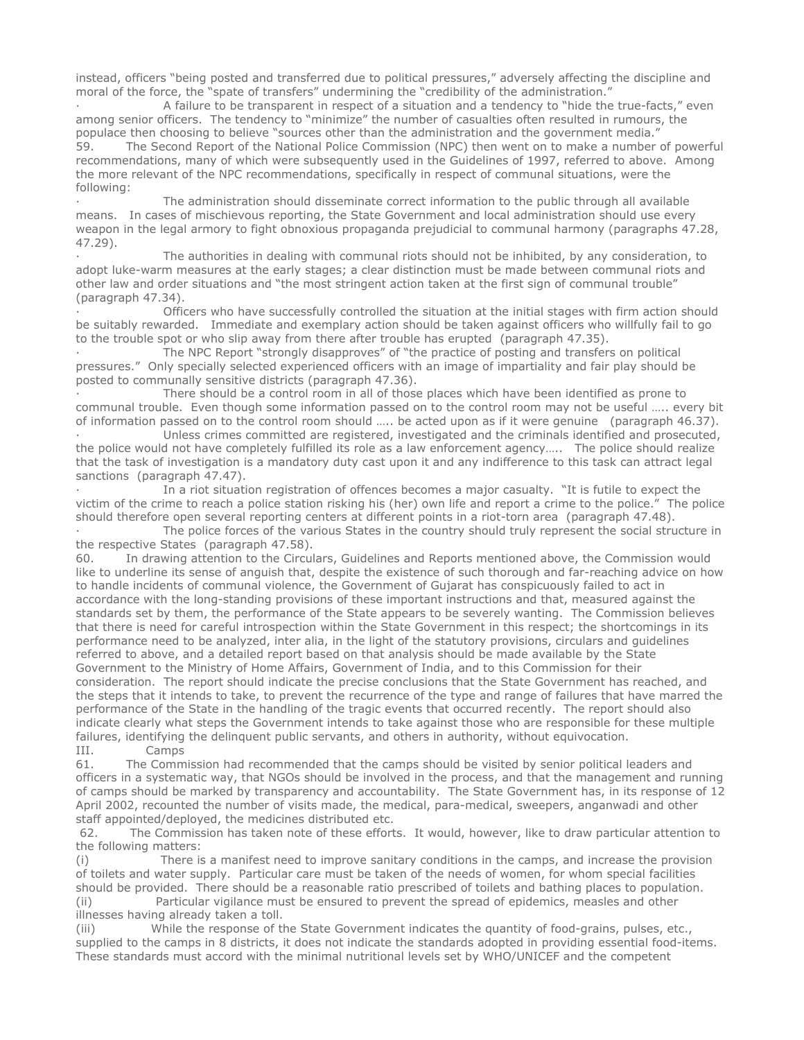instead, officers "being posted and transferred due to political pressures," adversely affecting the discipline and moral of the force, the "spate of transfers" undermining the "credibility of the administration."

- A failure to be transparent in respect of a situation and a tendency to "hide the true-facts," even among senior officers. The tendency to "minimize" the number of casualties often resulted in rumours, the populace then choosing to believe "sources other than the administration and the government media."

59. The Second Report of the National Police Commission (NPC) then went on to make a number of powerful recommendations, many of which were subsequently used in the Guidelines of 1997, referred to above. Among the more relevant of the NPC recommendations, specifically in respect of communal situations, were the following:

- The administration should disseminate correct information to the public through all available means. In cases of mischievous reporting, the State Government and local administration should use every weapon in the legal armory to fight obnoxious propaganda prejudicial to communal harmony (paragraphs 47.28, 47.29).
- The authorities in dealing with communal riots should not be inhibited, by any consideration, to adopt luke-warm measures at the early stages; a clear distinction must be made between communal riots and other law and order situations and "the most stringent action taken at the first sign of communal trouble" (paragraph 47.34).
- Officers who have successfully controlled the situation at the initial stages with firm action should be suitably rewarded. Immediate and exemplary action should be taken against officers who willfully fail to go to the trouble spot or who slip away from there after trouble has erupted (paragraph 47.35).
- The NPC Report "strongly disapproves" of "the practice of posting and transfers on political pressures." Only specially selected experienced officers with an image of impartiality and fair play should be posted to communally sensitive districts (paragraph 47.36).
- There should be a control room in all of those places which have been identified as prone to communal trouble. Even though some information passed on to the control room may not be useful ….. every bit of information passed on to the control room should ….. be acted upon as if it were genuine (paragraph 46.37).
- Unless crimes committed are registered, investigated and the criminals identified and prosecuted, the police would not have completely fulfilled its role as a law enforcement agency….. The police should realize that the task of investigation is a mandatory duty cast upon it and any indifference to this task can attract legal sanctions (paragraph 47.47).
- In a riot situation registration of offences becomes a major casualty. "It is futile to expect the victim of the crime to reach a police station risking his (her) own life and report a crime to the police." The police should therefore open several reporting centers at different points in a riot-torn area (paragraph 47.48).
- The police forces of the various States in the country should truly represent the social structure in the respective States (paragraph 47.58).

60. In drawing attention to the Circulars, Guidelines and Reports mentioned above, the Commission would like to underline its sense of anguish that, despite the existence of such thorough and far-reaching advice on how to handle incidents of communal violence, the Government of Gujarat has conspicuously failed to act in accordance with the long-standing provisions of these important instructions and that, measured against the standards set by them, the performance of the State appears to be severely wanting. The Commission believes that there is need for careful introspection within the State Government in this respect; the shortcomings in its performance need to be analyzed, inter alia, in the light of the statutory provisions, circulars and guidelines referred to above, and a detailed report based on that analysis should be made available by the State Government to the Ministry of Home Affairs, Government of India, and to this Commission for their consideration. The report should indicate the precise conclusions that the State Government has reached, and the steps that it intends to take, to prevent the recurrence of the type and range of failures that have marred the performance of the State in the handling of the tragic events that occurred recently. The report should also indicate clearly what steps the Government intends to take against those who are responsible for these multiple failures, identifying the delinquent public servants, and others in authority, without equivocation.

## III. Camps

61. The Commission had recommended that the camps should be visited by senior political leaders and officers in a systematic way, that NGOs should be involved in the process, and that the management and running of camps should be marked by transparency and accountability. The State Government has, in its response of 12 April 2002, recounted the number of visits made, the medical, para-medical, sweepers, anganwadi and other staff appointed/deployed, the medicines distributed etc.

62. The Commission has taken note of these efforts. It would, however, like to draw particular attention to the following matters:

(i) There is a manifest need to improve sanitary conditions in the camps, and increase the provision of toilets and water supply. Particular care must be taken of the needs of women, for whom special facilities should be provided. There should be a reasonable ratio prescribed of toilets and bathing places to population.

(ii) Particular vigilance must be ensured to prevent the spread of epidemics, measles and other illnesses having already taken a toll.

(iii) While the response of the State Government indicates the quantity of food-grains, pulses, etc., supplied to the camps in 8 districts, it does not indicate the standards adopted in providing essential food-items. These standards must accord with the minimal nutritional levels set by WHO/UNICEF and the competent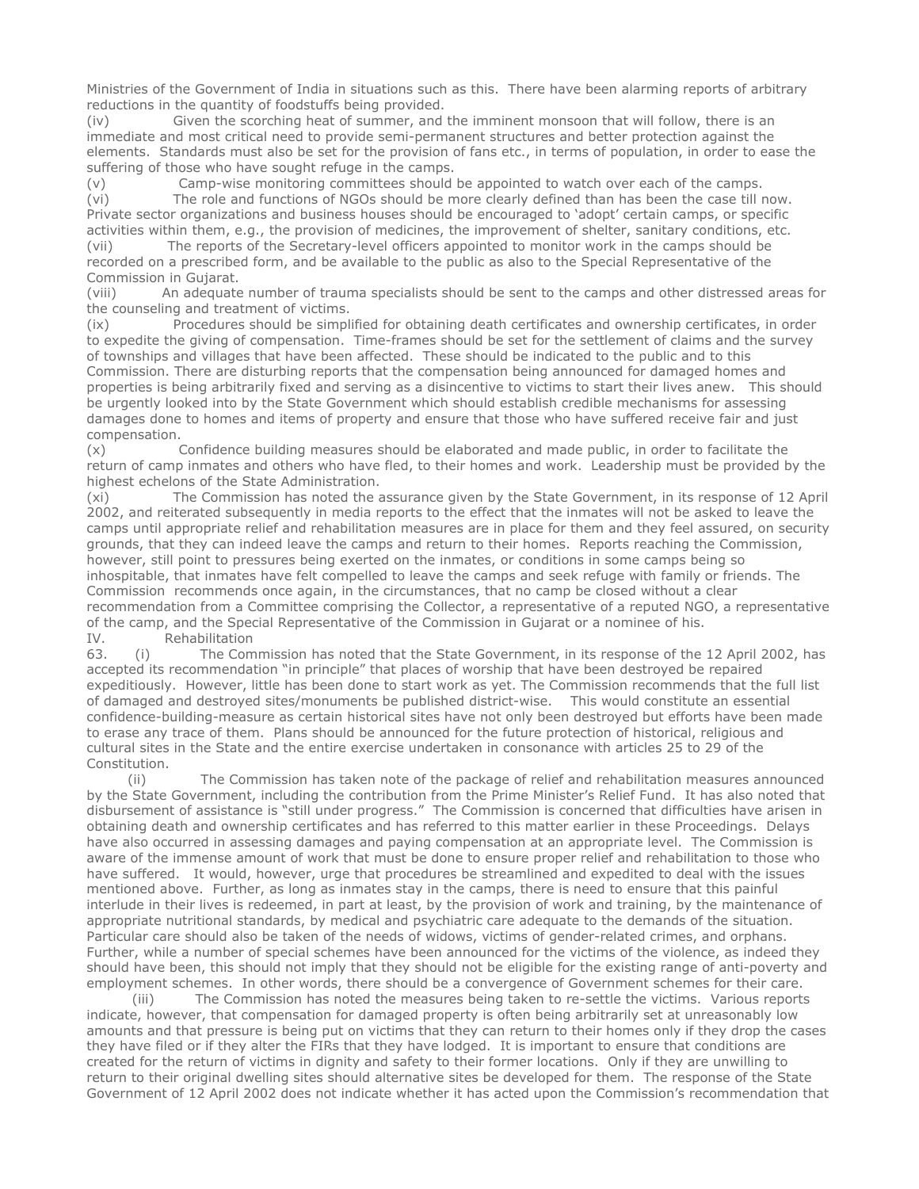Ministries of the Government of India in situations such as this. There have been alarming reports of arbitrary reductions in the quantity of foodstuffs being provided.

(iv) Given the scorching heat of summer, and the imminent monsoon that will follow, there is an immediate and most critical need to provide semi-permanent structures and better protection against the elements. Standards must also be set for the provision of fans etc., in terms of population, in order to ease the suffering of those who have sought refuge in the camps.

(v) Camp-wise monitoring committees should be appointed to watch over each of the camps.

(vi) The role and functions of NGOs should be more clearly defined than has been the case till now. Private sector organizations and business houses should be encouraged to 'adopt' certain camps, or specific activities within them, e.g., the provision of medicines, the improvement of shelter, sanitary conditions, etc.

(vii) The reports of the Secretary-level officers appointed to monitor work in the camps should be recorded on a prescribed form, and be available to the public as also to the Special Representative of the Commission in Gujarat.

(viii) An adequate number of trauma specialists should be sent to the camps and other distressed areas for the counseling and treatment of victims.

(ix) Procedures should be simplified for obtaining death certificates and ownership certificates, in order to expedite the giving of compensation. Time-frames should be set for the settlement of claims and the survey of townships and villages that have been affected. These should be indicated to the public and to this Commission. There are disturbing reports that the compensation being announced for damaged homes and properties is being arbitrarily fixed and serving as a disincentive to victims to start their lives anew. This should be urgently looked into by the State Government which should establish credible mechanisms for assessing damages done to homes and items of property and ensure that those who have suffered receive fair and just compensation.

(x) Confidence building measures should be elaborated and made public, in order to facilitate the return of camp inmates and others who have fled, to their homes and work. Leadership must be provided by the highest echelons of the State Administration.

(xi) The Commission has noted the assurance given by the State Government, in its response of 12 April 2002, and reiterated subsequently in media reports to the effect that the inmates will not be asked to leave the camps until appropriate relief and rehabilitation measures are in place for them and they feel assured, on security grounds, that they can indeed leave the camps and return to their homes. Reports reaching the Commission, however, still point to pressures being exerted on the inmates, or conditions in some camps being so inhospitable, that inmates have felt compelled to leave the camps and seek refuge with family or friends. The Commission recommends once again, in the circumstances, that no camp be closed without a clear recommendation from a Committee comprising the Collector, a representative of a reputed NGO, a representative of the camp, and the Special Representative of the Commission in Gujarat or a nominee of his.

IV. Rehabilitation

63. (i) The Commission has noted that the State Government, in its response of the 12 April 2002, has accepted its recommendation "in principle" that places of worship that have been destroyed be repaired expeditiously. However, little has been done to start work as yet. The Commission recommends that the full list of damaged and destroyed sites/monuments be published district-wise. This would constitute an essential confidence-building-measure as certain historical sites have not only been destroyed but efforts have been made to erase any trace of them. Plans should be announced for the future protection of historical, religious and cultural sites in the State and the entire exercise undertaken in consonance with articles 25 to 29 of the Constitution.

(ii) The Commission has taken note of the package of relief and rehabilitation measures announced by the State Government, including the contribution from the Prime Minister's Relief Fund. It has also noted that disbursement of assistance is "still under progress." The Commission is concerned that difficulties have arisen in obtaining death and ownership certificates and has referred to this matter earlier in these Proceedings. Delays have also occurred in assessing damages and paying compensation at an appropriate level. The Commission is aware of the immense amount of work that must be done to ensure proper relief and rehabilitation to those who have suffered. It would, however, urge that procedures be streamlined and expedited to deal with the issues mentioned above. Further, as long as inmates stay in the camps, there is need to ensure that this painful interlude in their lives is redeemed, in part at least, by the provision of work and training, by the maintenance of appropriate nutritional standards, by medical and psychiatric care adequate to the demands of the situation. Particular care should also be taken of the needs of widows, victims of gender-related crimes, and orphans. Further, while a number of special schemes have been announced for the victims of the violence, as indeed they should have been, this should not imply that they should not be eligible for the existing range of anti-poverty and employment schemes. In other words, there should be a convergence of Government schemes for their care.

(iii) The Commission has noted the measures being taken to re-settle the victims. Various reports indicate, however, that compensation for damaged property is often being arbitrarily set at unreasonably low amounts and that pressure is being put on victims that they can return to their homes only if they drop the cases they have filed or if they alter the FIRs that they have lodged. It is important to ensure that conditions are created for the return of victims in dignity and safety to their former locations. Only if they are unwilling to return to their original dwelling sites should alternative sites be developed for them. The response of the State Government of 12 April 2002 does not indicate whether it has acted upon the Commission's recommendation that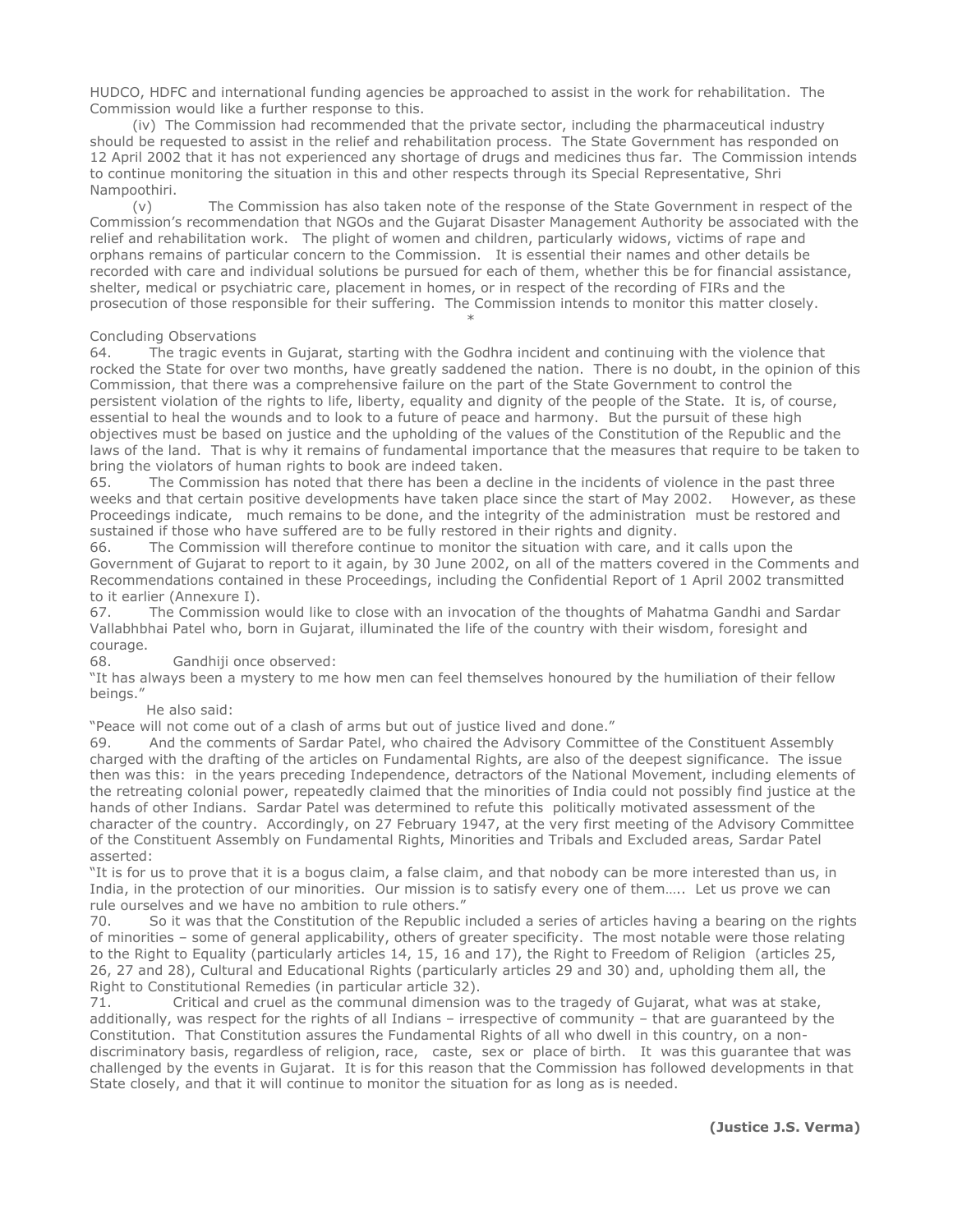HUDCO, HDFC and international funding agencies be approached to assist in the work for rehabilitation. The Commission would like a further response to this.

(iv) The Commission had recommended that the private sector, including the pharmaceutical industry should be requested to assist in the relief and rehabilitation process. The State Government has responded on 12 April 2002 that it has not experienced any shortage of drugs and medicines thus far. The Commission intends to continue monitoring the situation in this and other respects through its Special Representative, Shri Nampoothiri.

(v) The Commission has also taken note of the response of the State Government in respect of the Commission's recommendation that NGOs and the Gujarat Disaster Management Authority be associated with the relief and rehabilitation work. The plight of women and children, particularly widows, victims of rape and orphans remains of particular concern to the Commission. It is essential their names and other details be recorded with care and individual solutions be pursued for each of them, whether this be for financial assistance, shelter, medical or psychiatric care, placement in homes, or in respect of the recording of FIRs and the prosecution of those responsible for their suffering. The Commission intends to monitor this matter closely.

*

Concluding Observations

64. The tragic events in Gujarat, starting with the Godhra incident and continuing with the violence that rocked the State for over two months, have greatly saddened the nation. There is no doubt, in the opinion of this Commission, that there was a comprehensive failure on the part of the State Government to control the persistent violation of the rights to life, liberty, equality and dignity of the people of the State. It is, of course, essential to heal the wounds and to look to a future of peace and harmony. But the pursuit of these high objectives must be based on justice and the upholding of the values of the Constitution of the Republic and the laws of the land. That is why it remains of fundamental importance that the measures that require to be taken to bring the violators of human rights to book are indeed taken.

65. The Commission has noted that there has been a decline in the incidents of violence in the past three weeks and that certain positive developments have taken place since the start of May 2002. However, as these Proceedings indicate, much remains to be done, and the integrity of the administration must be restored and sustained if those who have suffered are to be fully restored in their rights and dignity.

66. The Commission will therefore continue to monitor the situation with care, and it calls upon the Government of Gujarat to report to it again, by 30 June 2002, on all of the matters covered in the Comments and Recommendations contained in these Proceedings, including the Confidential Report of 1 April 2002 transmitted to it earlier (Annexure I).

67. The Commission would like to close with an invocation of the thoughts of Mahatma Gandhi and Sardar Vallabhbhai Patel who, born in Gujarat, illuminated the life of the country with their wisdom, foresight and courage.

68. Gandhiji once observed:

"It has always been a mystery to me how men can feel themselves honoured by the humiliation of their fellow beings."

He also said:

"Peace will not come out of a clash of arms but out of justice lived and done."

69. And the comments of Sardar Patel, who chaired the Advisory Committee of the Constituent Assembly charged with the drafting of the articles on Fundamental Rights, are also of the deepest significance. The issue then was this: in the years preceding Independence, detractors of the National Movement, including elements of the retreating colonial power, repeatedly claimed that the minorities of India could not possibly find justice at the hands of other Indians. Sardar Patel was determined to refute this politically motivated assessment of the character of the country. Accordingly, on 27 February 1947, at the very first meeting of the Advisory Committee of the Constituent Assembly on Fundamental Rights, Minorities and Tribals and Excluded areas, Sardar Patel asserted:

"It is for us to prove that it is a bogus claim, a false claim, and that nobody can be more interested than us, in India, in the protection of our minorities. Our mission is to satisfy every one of them….. Let us prove we can rule ourselves and we have no ambition to rule others."

70. So it was that the Constitution of the Republic included a series of articles having a bearing on the rights of minorities – some of general applicability, others of greater specificity. The most notable were those relating to the Right to Equality (particularly articles 14, 15, 16 and 17), the Right to Freedom of Religion (articles 25, 26, 27 and 28), Cultural and Educational Rights (particularly articles 29 and 30) and, upholding them all, the Right to Constitutional Remedies (in particular article 32).

71. Critical and cruel as the communal dimension was to the tragedy of Gujarat, what was at stake, additionally, was respect for the rights of all Indians – irrespective of community – that are guaranteed by the Constitution. That Constitution assures the Fundamental Rights of all who dwell in this country, on a non-discriminatory basis, regardless of religion, race, caste, sex or place of birth. It was this guarantee that was challenged by the events in Gujarat. It is for this reason that the Commission has followed developments in that State closely, and that it will continue to monitor the situation for as long as is needed.

**(Justice J.S. Verma)**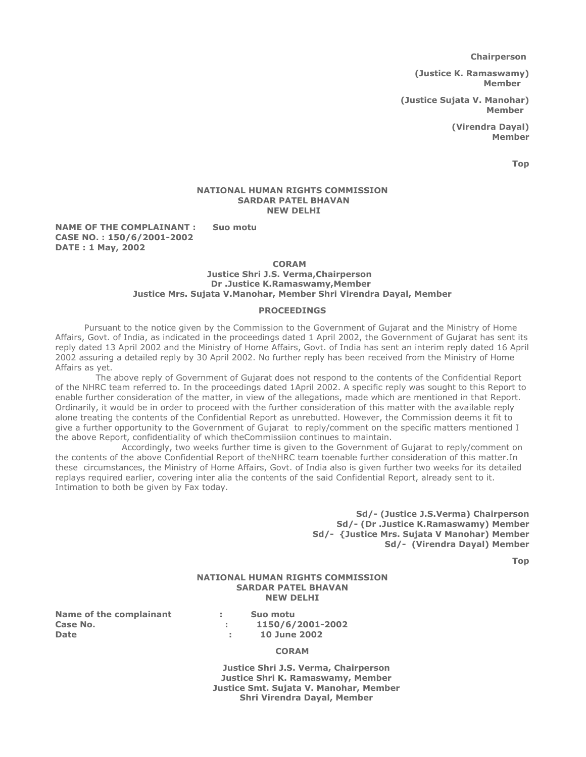**Chairperson**

**(Justice K. Ramaswamy)**
**Member**

**(Justice Sujata V. Manohar)**
**Member**

**(Virendra Dayal)**
**Member**

**Top**

**NATIONAL HUMAN RIGHTS COMMISSION**
**SARDAR PATEL BHAVAN**
**NEW DELHI**

**NAME OF THE COMPLAINANT : Suo motu**
**CASE NO. : 150/6/2001-2002**
**DATE : 1 May, 2002**

**CORAM**
**Justice Shri J.S. Verma,Chairperson**
**Dr .Justice K.Ramaswamy,Member**
**Justice Mrs. Sujata V.Manohar, Member Shri Virendra Dayal, Member**

**PROCEEDINGS**

Pursuant to the notice given by the Commission to the Government of Gujarat and the Ministry of Home Affairs, Govt. of India, as indicated in the proceedings dated 1 April 2002, the Government of Gujarat has sent its reply dated 13 April 2002 and the Ministry of Home Affairs, Govt. of India has sent an interim reply dated 16 April 2002 assuring a detailed reply by 30 April 2002. No further reply has been received from the Ministry of Home Affairs as yet.

The above reply of Government of Gujarat does not respond to the contents of the Confidential Report of the NHRC team referred to. In the proceedings dated 1April 2002. A specific reply was sought to this Report to enable further consideration of the matter, in view of the allegations, made which are mentioned in that Report. Ordinarily, it would be in order to proceed with the further consideration of this matter with the available reply alone treating the contents of the Confidential Report as unrebutted. However, the Commission deems it fit to give a further opportunity to the Government of Gujarat to reply/comment on the specific matters mentioned I the above Report, confidentiality of which theCommissiion continues to maintain.

Accordingly, two weeks further time is given to the Government of Gujarat to reply/comment on the contents of the above Confidential Report of theNHRC team toenable further consideration of this matter.In these circumstances, the Ministry of Home Affairs, Govt. of India also is given further two weeks for its detailed replays required earlier, covering inter alia the contents of the said Confidential Report, already sent to it. Intimation to both be given by Fax today.

**Sd/- (Justice J.S.Verma) Chairperson**
**Sd/- (Dr .Justice K.Ramaswamy) Member**
**Sd/- {Justice Mrs. Sujata V Manohar) Member**
**Sd/- (Virendra Dayal) Member**

**Top**

**NATIONAL HUMAN RIGHTS COMMISSION**
**SARDAR PATEL BHAVAN**
**NEW DELHI**

**Name of the complainant : Suo motu**
**Case No. : 1150/6/2001-2002**
**Date : 10 June 2002**

**CORAM**

**Justice Shri J.S. Verma, Chairperson**
**Justice Shri K. Ramaswamy, Member**
**Justice Smt. Sujata V. Manohar, Member**
**Shri Virendra Dayal, Member**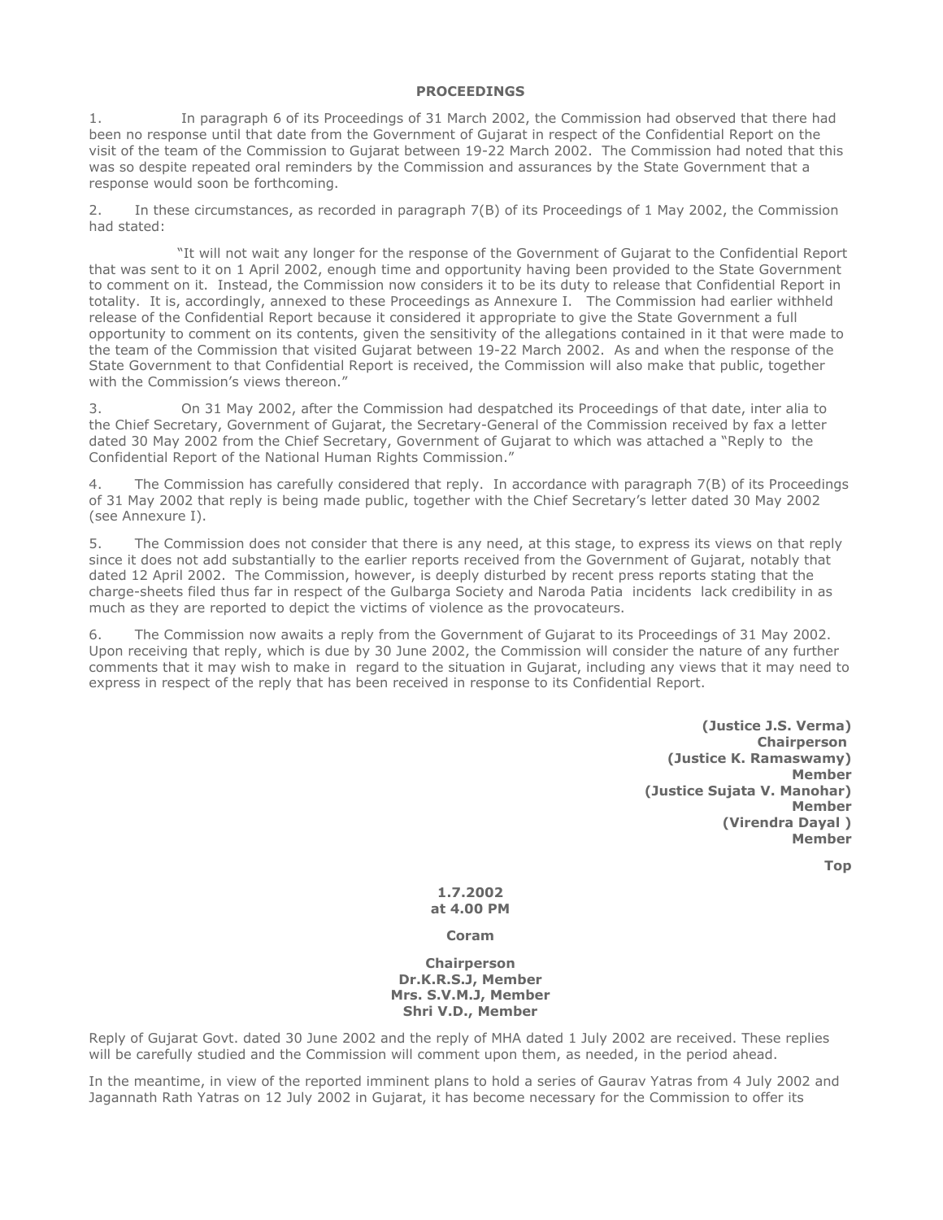**PROCEEDINGS**

1. In paragraph 6 of its Proceedings of 31 March 2002, the Commission had observed that there had been no response until that date from the Government of Gujarat in respect of the Confidential Report on the visit of the team of the Commission to Gujarat between 19-22 March 2002. The Commission had noted that this was so despite repeated oral reminders by the Commission and assurances by the State Government that a response would soon be forthcoming.

2. In these circumstances, as recorded in paragraph 7(B) of its Proceedings of 1 May 2002, the Commission had stated:

> "It will not wait any longer for the response of the Government of Gujarat to the Confidential Report that was sent to it on 1 April 2002, enough time and opportunity having been provided to the State Government to comment on it. Instead, the Commission now considers it to be its duty to release that Confidential Report in totality. It is, accordingly, annexed to these Proceedings as Annexure I. The Commission had earlier withheld release of the Confidential Report because it considered it appropriate to give the State Government a full opportunity to comment on its contents, given the sensitivity of the allegations contained in it that were made to the team of the Commission that visited Gujarat between 19-22 March 2002. As and when the response of the State Government to that Confidential Report is received, the Commission will also make that public, together with the Commission's views thereon."

3. On 31 May 2002, after the Commission had despatched its Proceedings of that date, inter alia to the Chief Secretary, Government of Gujarat, the Secretary-General of the Commission received by fax a letter dated 30 May 2002 from the Chief Secretary, Government of Gujarat to which was attached a "Reply to the Confidential Report of the National Human Rights Commission."

4. The Commission has carefully considered that reply. In accordance with paragraph 7(B) of its Proceedings of 31 May 2002 that reply is being made public, together with the Chief Secretary's letter dated 30 May 2002 (see Annexure I).

5. The Commission does not consider that there is any need, at this stage, to express its views on that reply since it does not add substantially to the earlier reports received from the Government of Gujarat, notably that dated 12 April 2002. The Commission, however, is deeply disturbed by recent press reports stating that the charge-sheets filed thus far in respect of the Gulbarga Society and Naroda Patia incidents lack credibility in as much as they are reported to depict the victims of violence as the provocateurs.

6. The Commission now awaits a reply from the Government of Gujarat to its Proceedings of 31 May 2002. Upon receiving that reply, which is due by 30 June 2002, the Commission will consider the nature of any further comments that it may wish to make in regard to the situation in Gujarat, including any views that it may need to express in respect of the reply that has been received in response to its Confidential Report.

**(Justice J.S. Verma)**
**Chairperson**
**(Justice K. Ramaswamy)**
**Member**
**(Justice Sujata V. Manohar)**
**Member**
**(Virendra Dayal )**
**Member**

**Top**

**1.7.2002**
**at 4.00 PM**

**Coram**

**Chairperson**
**Dr.K.R.S.J, Member**
**Mrs. S.V.M.J, Member**
**Shri V.D., Member**

Reply of Gujarat Govt. dated 30 June 2002 and the reply of MHA dated 1 July 2002 are received. These replies will be carefully studied and the Commission will comment upon them, as needed, in the period ahead.

In the meantime, in view of the reported imminent plans to hold a series of Gaurav Yatras from 4 July 2002 and Jagannath Rath Yatras on 12 July 2002 in Gujarat, it has become necessary for the Commission to offer its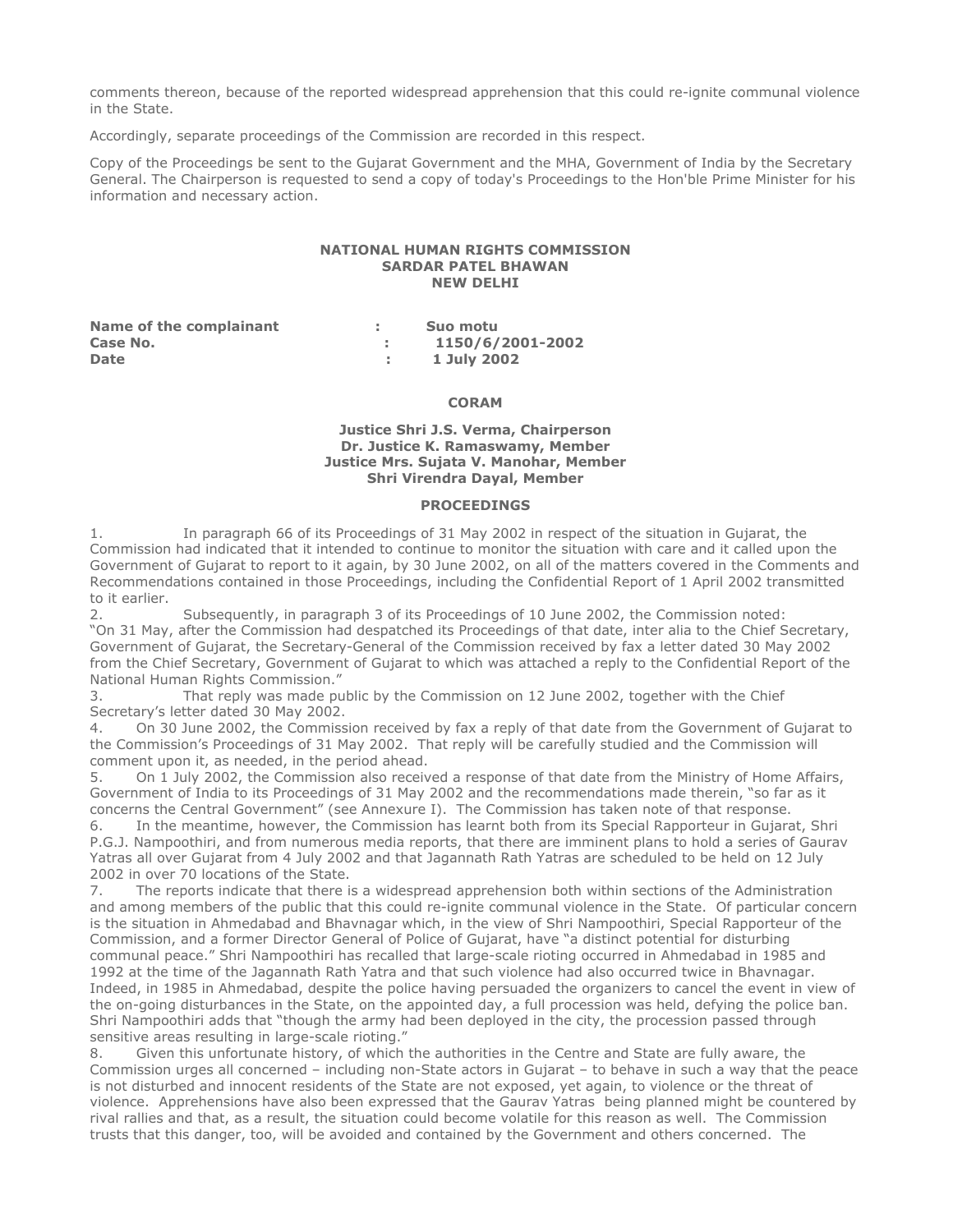comments thereon, because of the reported widespread apprehension that this could re-ignite communal violence in the State.

Accordingly, separate proceedings of the Commission are recorded in this respect.

Copy of the Proceedings be sent to the Gujarat Government and the MHA, Government of India by the Secretary General. The Chairperson is requested to send a copy of today's Proceedings to the Hon'ble Prime Minister for his information and necessary action.

**NATIONAL HUMAN RIGHTS COMMISSION**
**SARDAR PATEL BHAWAN**
**NEW DELHI**

| | | |
|---|---|---|
| **Name of the complainant** | : | **Suo motu** |
| **Case No.** | : | **1150/6/2001-2002** |
| **Date** | : | **1 July 2002** |

**CORAM**

**Justice Shri J.S. Verma, Chairperson**
**Dr. Justice K. Ramaswamy, Member**
**Justice Mrs. Sujata V. Manohar, Member**
**Shri Virendra Dayal, Member**

**PROCEEDINGS**

1. In paragraph 66 of its Proceedings of 31 May 2002 in respect of the situation in Gujarat, the Commission had indicated that it intended to continue to monitor the situation with care and it called upon the Government of Gujarat to report to it again, by 30 June 2002, on all of the matters covered in the Comments and Recommendations contained in those Proceedings, including the Confidential Report of 1 April 2002 transmitted to it earlier.

2. Subsequently, in paragraph 3 of its Proceedings of 10 June 2002, the Commission noted: "On 31 May, after the Commission had despatched its Proceedings of that date, inter alia to the Chief Secretary, Government of Gujarat, the Secretary-General of the Commission received by fax a letter dated 30 May 2002 from the Chief Secretary, Government of Gujarat to which was attached a reply to the Confidential Report of the National Human Rights Commission."

3. That reply was made public by the Commission on 12 June 2002, together with the Chief Secretary's letter dated 30 May 2002.

4. On 30 June 2002, the Commission received by fax a reply of that date from the Government of Gujarat to the Commission's Proceedings of 31 May 2002. That reply will be carefully studied and the Commission will comment upon it, as needed, in the period ahead.

5. On 1 July 2002, the Commission also received a response of that date from the Ministry of Home Affairs, Government of India to its Proceedings of 31 May 2002 and the recommendations made therein, "so far as it concerns the Central Government" (see Annexure I). The Commission has taken note of that response.

6. In the meantime, however, the Commission has learnt both from its Special Rapporteur in Gujarat, Shri P.G.J. Nampoothiri, and from numerous media reports, that there are imminent plans to hold a series of Gaurav Yatras all over Gujarat from 4 July 2002 and that Jagannath Rath Yatras are scheduled to be held on 12 July 2002 in over 70 locations of the State.

7. The reports indicate that there is a widespread apprehension both within sections of the Administration and among members of the public that this could re-ignite communal violence in the State. Of particular concern is the situation in Ahmedabad and Bhavnagar which, in the view of Shri Nampoothiri, Special Rapporteur of the Commission, and a former Director General of Police of Gujarat, have "a distinct potential for disturbing communal peace." Shri Nampoothiri has recalled that large-scale rioting occurred in Ahmedabad in 1985 and 1992 at the time of the Jagannath Rath Yatra and that such violence had also occurred twice in Bhavnagar. Indeed, in 1985 in Ahmedabad, despite the police having persuaded the organizers to cancel the event in view of the on-going disturbances in the State, on the appointed day, a full procession was held, defying the police ban. Shri Nampoothiri adds that "though the army had been deployed in the city, the procession passed through sensitive areas resulting in large-scale rioting."

8. Given this unfortunate history, of which the authorities in the Centre and State are fully aware, the Commission urges all concerned – including non-State actors in Gujarat – to behave in such a way that the peace is not disturbed and innocent residents of the State are not exposed, yet again, to violence or the threat of violence. Apprehensions have also been expressed that the Gaurav Yatras being planned might be countered by rival rallies and that, as a result, the situation could become volatile for this reason as well. The Commission trusts that this danger, too, will be avoided and contained by the Government and others concerned. The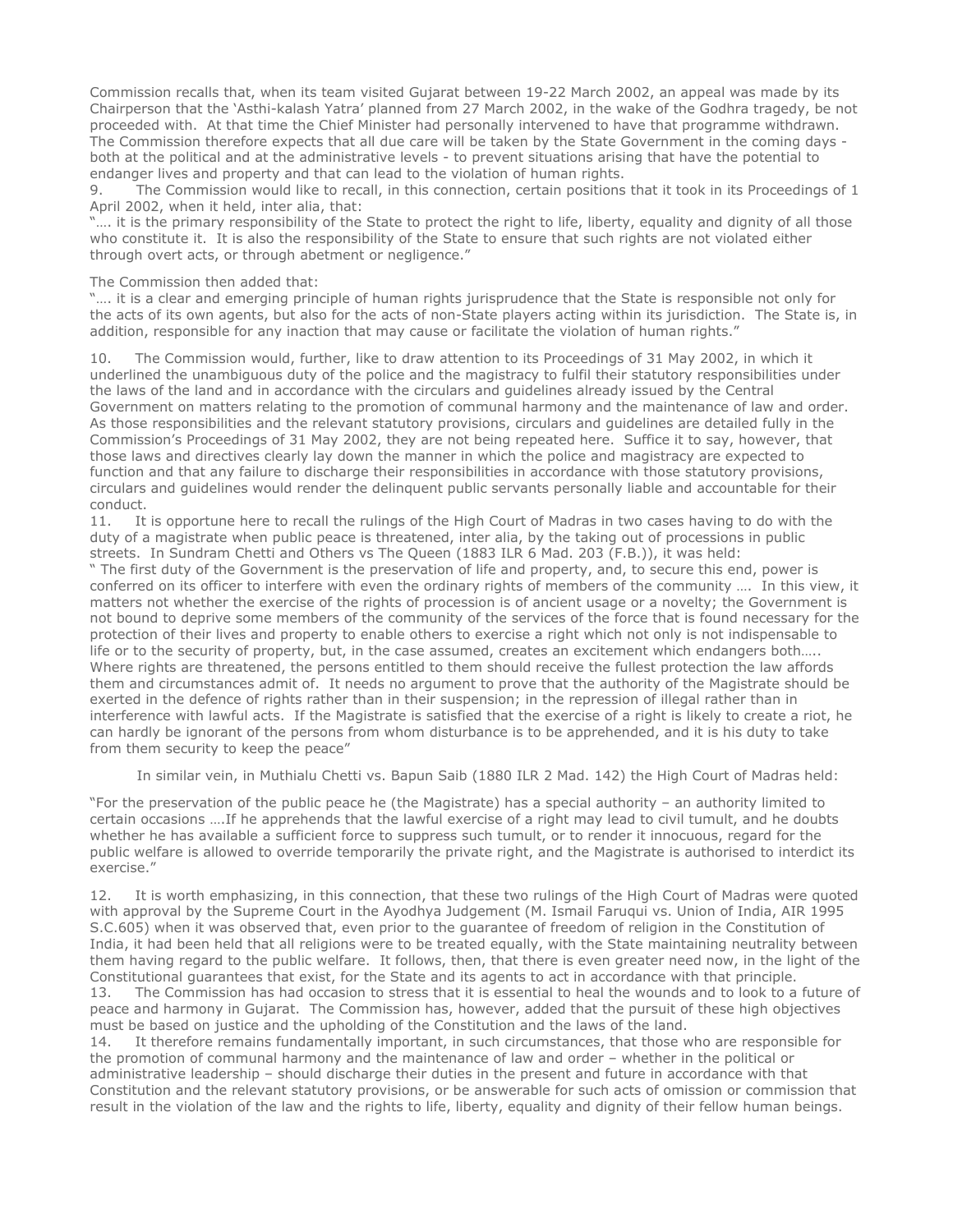Commission recalls that, when its team visited Gujarat between 19-22 March 2002, an appeal was made by its Chairperson that the 'Asthi-kalash Yatra' planned from 27 March 2002, in the wake of the Godhra tragedy, be not proceeded with. At that time the Chief Minister had personally intervened to have that programme withdrawn. The Commission therefore expects that all due care will be taken by the State Government in the coming days - both at the political and at the administrative levels - to prevent situations arising that have the potential to endanger lives and property and that can lead to the violation of human rights.

9. The Commission would like to recall, in this connection, certain positions that it took in its Proceedings of 1 April 2002, when it held, inter alia, that:

"…. it is the primary responsibility of the State to protect the right to life, liberty, equality and dignity of all those who constitute it. It is also the responsibility of the State to ensure that such rights are not violated either through overt acts, or through abetment or negligence."

The Commission then added that:

"…. it is a clear and emerging principle of human rights jurisprudence that the State is responsible not only for the acts of its own agents, but also for the acts of non-State players acting within its jurisdiction. The State is, in addition, responsible for any inaction that may cause or facilitate the violation of human rights."

10. The Commission would, further, like to draw attention to its Proceedings of 31 May 2002, in which it underlined the unambiguous duty of the police and the magistracy to fulfil their statutory responsibilities under the laws of the land and in accordance with the circulars and guidelines already issued by the Central Government on matters relating to the promotion of communal harmony and the maintenance of law and order. As those responsibilities and the relevant statutory provisions, circulars and guidelines are detailed fully in the Commission's Proceedings of 31 May 2002, they are not being repeated here. Suffice it to say, however, that those laws and directives clearly lay down the manner in which the police and magistracy are expected to function and that any failure to discharge their responsibilities in accordance with those statutory provisions, circulars and guidelines would render the delinquent public servants personally liable and accountable for their conduct.

11. It is opportune here to recall the rulings of the High Court of Madras in two cases having to do with the duty of a magistrate when public peace is threatened, inter alia, by the taking out of processions in public streets. In Sundram Chetti and Others vs The Queen (1883 ILR 6 Mad. 203 (F.B.)), it was held:

" The first duty of the Government is the preservation of life and property, and, to secure this end, power is conferred on its officer to interfere with even the ordinary rights of members of the community …. In this view, it matters not whether the exercise of the rights of procession is of ancient usage or a novelty; the Government is not bound to deprive some members of the community of the services of the force that is found necessary for the protection of their lives and property to enable others to exercise a right which not only is not indispensable to life or to the security of property, but, in the case assumed, creates an excitement which endangers both….. Where rights are threatened, the persons entitled to them should receive the fullest protection the law affords them and circumstances admit of. It needs no argument to prove that the authority of the Magistrate should be exerted in the defence of rights rather than in their suspension; in the repression of illegal rather than in interference with lawful acts. If the Magistrate is satisfied that the exercise of a right is likely to create a riot, he can hardly be ignorant of the persons from whom disturbance is to be apprehended, and it is his duty to take from them security to keep the peace"

In similar vein, in Muthialu Chetti vs. Bapun Saib (1880 ILR 2 Mad. 142) the High Court of Madras held:

"For the preservation of the public peace he (the Magistrate) has a special authority – an authority limited to certain occasions ….If he apprehends that the lawful exercise of a right may lead to civil tumult, and he doubts whether he has available a sufficient force to suppress such tumult, or to render it innocuous, regard for the public welfare is allowed to override temporarily the private right, and the Magistrate is authorised to interdict its exercise."

12. It is worth emphasizing, in this connection, that these two rulings of the High Court of Madras were quoted with approval by the Supreme Court in the Ayodhya Judgement (M. Ismail Faruqui vs. Union of India, AIR 1995 S.C.605) when it was observed that, even prior to the guarantee of freedom of religion in the Constitution of India, it had been held that all religions were to be treated equally, with the State maintaining neutrality between them having regard to the public welfare. It follows, then, that there is even greater need now, in the light of the Constitutional guarantees that exist, for the State and its agents to act in accordance with that principle.

13. The Commission has had occasion to stress that it is essential to heal the wounds and to look to a future of peace and harmony in Gujarat. The Commission has, however, added that the pursuit of these high objectives must be based on justice and the upholding of the Constitution and the laws of the land.

14. It therefore remains fundamentally important, in such circumstances, that those who are responsible for the promotion of communal harmony and the maintenance of law and order – whether in the political or administrative leadership – should discharge their duties in the present and future in accordance with that Constitution and the relevant statutory provisions, or be answerable for such acts of omission or commission that result in the violation of the law and the rights to life, liberty, equality and dignity of their fellow human beings.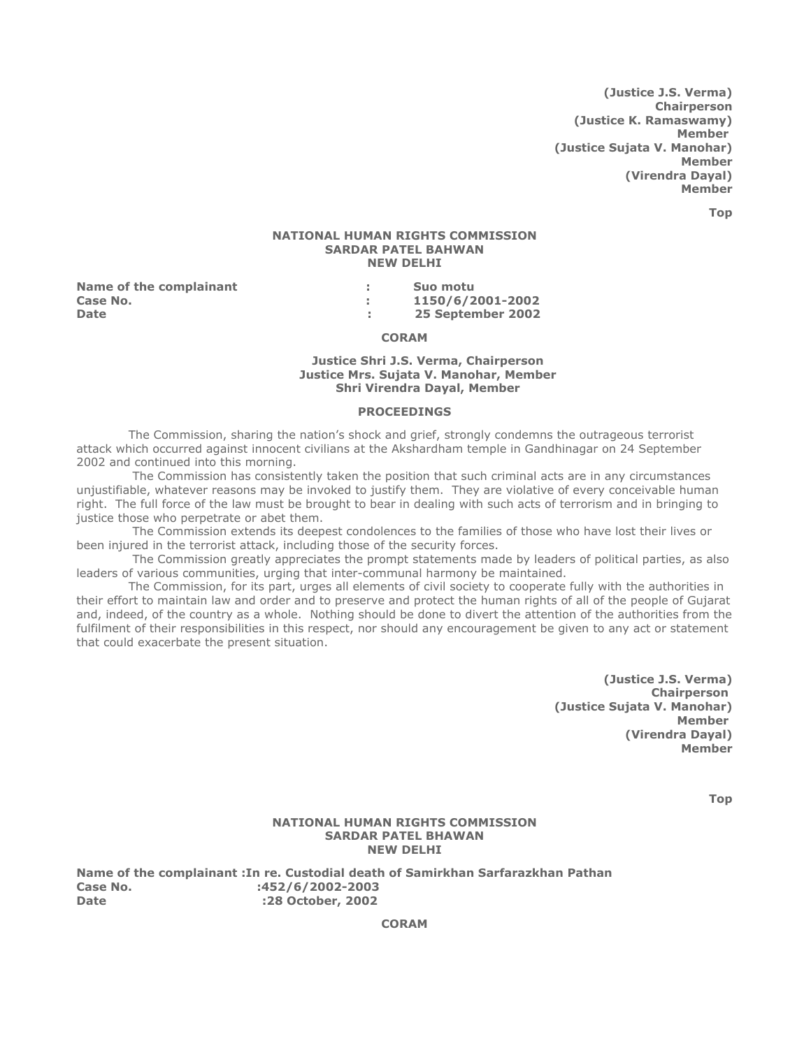**(Justice J.S. Verma)**
**Chairperson**
**(Justice K. Ramaswamy)**
**Member**
**(Justice Sujata V. Manohar)**
**Member**
**(Virendra Dayal)**
**Member**

**Top**

**NATIONAL HUMAN RIGHTS COMMISSION**
**SARDAR PATEL BAHWAN**
**NEW DELHI**

**Name of the complainant : Suo motu**
**Case No. : 1150/6/2001-2002**
**Date : 25 September 2002**

**CORAM**

**Justice Shri J.S. Verma, Chairperson**
**Justice Mrs. Sujata V. Manohar, Member**
**Shri Virendra Dayal, Member**

**PROCEEDINGS**

The Commission, sharing the nation's shock and grief, strongly condemns the outrageous terrorist attack which occurred against innocent civilians at the Akshardham temple in Gandhinagar on 24 September 2002 and continued into this morning.

The Commission has consistently taken the position that such criminal acts are in any circumstances unjustifiable, whatever reasons may be invoked to justify them. They are violative of every conceivable human right. The full force of the law must be brought to bear in dealing with such acts of terrorism and in bringing to justice those who perpetrate or abet them.

The Commission extends its deepest condolences to the families of those who have lost their lives or been injured in the terrorist attack, including those of the security forces.

The Commission greatly appreciates the prompt statements made by leaders of political parties, as also leaders of various communities, urging that inter-communal harmony be maintained.

The Commission, for its part, urges all elements of civil society to cooperate fully with the authorities in their effort to maintain law and order and to preserve and protect the human rights of all of the people of Gujarat and, indeed, of the country as a whole. Nothing should be done to divert the attention of the authorities from the fulfilment of their responsibilities in this respect, nor should any encouragement be given to any act or statement that could exacerbate the present situation.

**(Justice J.S. Verma)**
**Chairperson**
**(Justice Sujata V. Manohar)**
**Member**
**(Virendra Dayal)**
**Member**

**Top**

**NATIONAL HUMAN RIGHTS COMMISSION**
**SARDAR PATEL BHAWAN**
**NEW DELHI**

**Name of the complainant :In re. Custodial death of Samirkhan Sarfarazkhan Pathan**
**Case No. :452/6/2002-2003**
**Date :28 October, 2002**

**CORAM**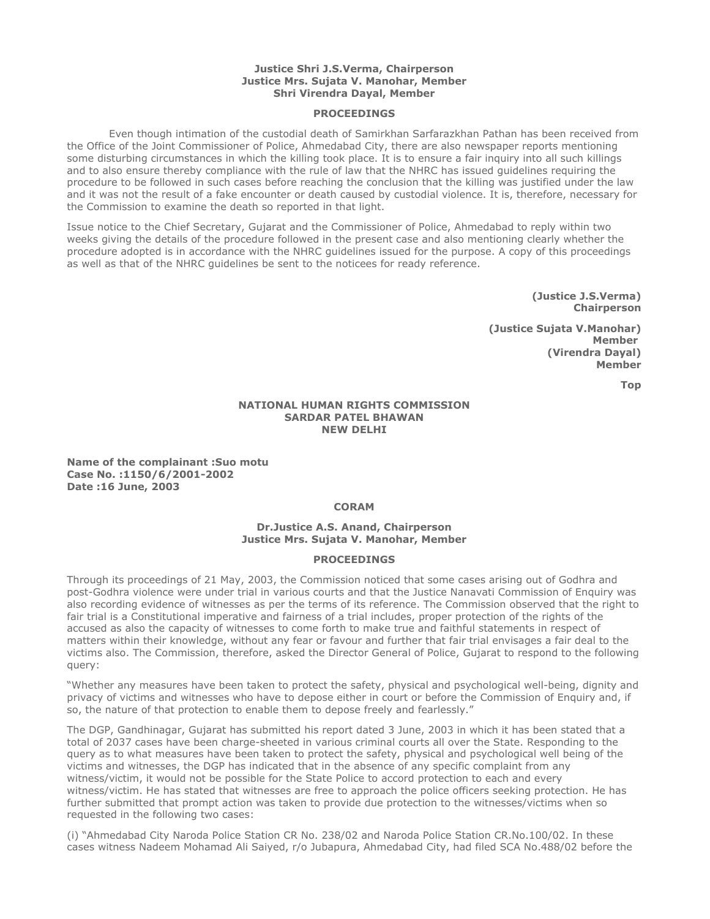**Justice Shri J.S.Verma, Chairperson**
**Justice Mrs. Sujata V. Manohar, Member**
**Shri Virendra Dayal, Member**

**PROCEEDINGS**

Even though intimation of the custodial death of Samirkhan Sarfarazkhan Pathan has been received from the Office of the Joint Commissioner of Police, Ahmedabad City, there are also newspaper reports mentioning some disturbing circumstances in which the killing took place. It is to ensure a fair inquiry into all such killings and to also ensure thereby compliance with the rule of law that the NHRC has issued guidelines requiring the procedure to be followed in such cases before reaching the conclusion that the killing was justified under the law and it was not the result of a fake encounter or death caused by custodial violence. It is, therefore, necessary for the Commission to examine the death so reported in that light.

Issue notice to the Chief Secretary, Gujarat and the Commissioner of Police, Ahmedabad to reply within two weeks giving the details of the procedure followed in the present case and also mentioning clearly whether the procedure adopted is in accordance with the NHRC guidelines issued for the purpose. A copy of this proceedings as well as that of the NHRC guidelines be sent to the noticees for ready reference.

**(Justice J.S.Verma)**
**Chairperson**

**(Justice Sujata V.Manohar)**
**Member**

**(Virendra Dayal)**
**Member**

**Top**

**NATIONAL HUMAN RIGHTS COMMISSION**
**SARDAR PATEL BHAWAN**
**NEW DELHI**

**Name of the complainant :Suo motu**
**Case No. :1150/6/2001-2002**
**Date :16 June, 2003**

**CORAM**

**Dr.Justice A.S. Anand, Chairperson**
**Justice Mrs. Sujata V. Manohar, Member**

**PROCEEDINGS**

Through its proceedings of 21 May, 2003, the Commission noticed that some cases arising out of Godhra and post-Godhra violence were under trial in various courts and that the Justice Nanavati Commission of Enquiry was also recording evidence of witnesses as per the terms of its reference. The Commission observed that the right to fair trial is a Constitutional imperative and fairness of a trial includes, proper protection of the rights of the accused as also the capacity of witnesses to come forth to make true and faithful statements in respect of matters within their knowledge, without any fear or favour and further that fair trial envisages a fair deal to the victims also. The Commission, therefore, asked the Director General of Police, Gujarat to respond to the following query:

"Whether any measures have been taken to protect the safety, physical and psychological well-being, dignity and privacy of victims and witnesses who have to depose either in court or before the Commission of Enquiry and, if so, the nature of that protection to enable them to depose freely and fearlessly."

The DGP, Gandhinagar, Gujarat has submitted his report dated 3 June, 2003 in which it has been stated that a total of 2037 cases have been charge-sheeted in various criminal courts all over the State. Responding to the query as to what measures have been taken to protect the safety, physical and psychological well being of the victims and witnesses, the DGP has indicated that in the absence of any specific complaint from any witness/victim, it would not be possible for the State Police to accord protection to each and every witness/victim. He has stated that witnesses are free to approach the police officers seeking protection. He has further submitted that prompt action was taken to provide due protection to the witnesses/victims when so requested in the following two cases:

(i) "Ahmedabad City Naroda Police Station CR No. 238/02 and Naroda Police Station CR.No.100/02. In these cases witness Nadeem Mohamad Ali Saiyed, r/o Jubapura, Ahmedabad City, had filed SCA No.488/02 before the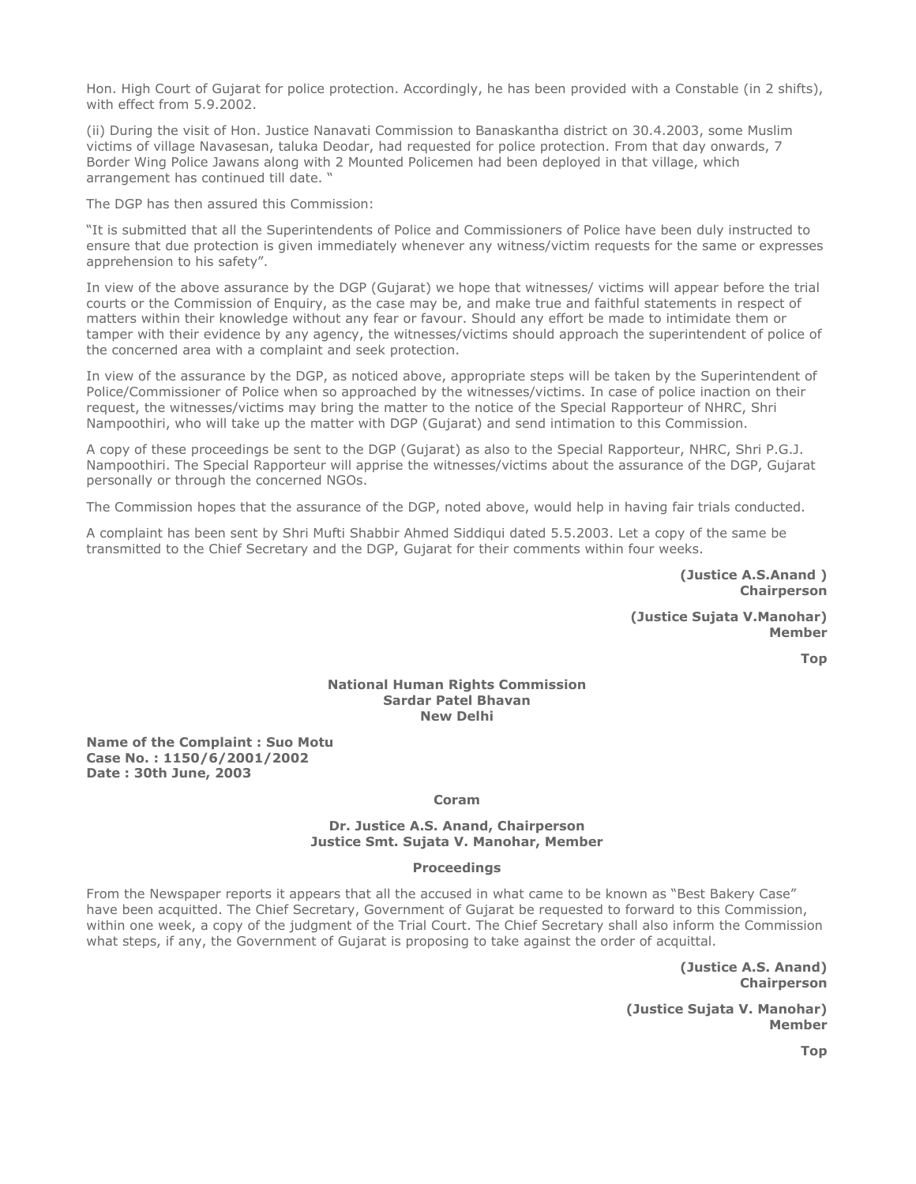Hon. High Court of Gujarat for police protection. Accordingly, he has been provided with a Constable (in 2 shifts), with effect from 5.9.2002.

(ii) During the visit of Hon. Justice Nanavati Commission to Banaskantha district on 30.4.2003, some Muslim victims of village Navasesan, taluka Deodar, had requested for police protection. From that day onwards, 7 Border Wing Police Jawans along with 2 Mounted Policemen had been deployed in that village, which arrangement has continued till date. "

The DGP has then assured this Commission:

"It is submitted that all the Superintendents of Police and Commissioners of Police have been duly instructed to ensure that due protection is given immediately whenever any witness/victim requests for the same or expresses apprehension to his safety".

In view of the above assurance by the DGP (Gujarat) we hope that witnesses/ victims will appear before the trial courts or the Commission of Enquiry, as the case may be, and make true and faithful statements in respect of matters within their knowledge without any fear or favour. Should any effort be made to intimidate them or tamper with their evidence by any agency, the witnesses/victims should approach the superintendent of police of the concerned area with a complaint and seek protection.

In view of the assurance by the DGP, as noticed above, appropriate steps will be taken by the Superintendent of Police/Commissioner of Police when so approached by the witnesses/victims. In case of police inaction on their request, the witnesses/victims may bring the matter to the notice of the Special Rapporteur of NHRC, Shri Nampoothiri, who will take up the matter with DGP (Gujarat) and send intimation to this Commission.

A copy of these proceedings be sent to the DGP (Gujarat) as also to the Special Rapporteur, NHRC, Shri P.G.J. Nampoothiri. The Special Rapporteur will apprise the witnesses/victims about the assurance of the DGP, Gujarat personally or through the concerned NGOs.

The Commission hopes that the assurance of the DGP, noted above, would help in having fair trials conducted.

A complaint has been sent by Shri Mufti Shabbir Ahmed Siddiqui dated 5.5.2003. Let a copy of the same be transmitted to the Chief Secretary and the DGP, Gujarat for their comments within four weeks.

**(Justice A.S.Anand )**
**Chairperson**

**(Justice Sujata V.Manohar)**
**Member**

**Top**

**National Human Rights Commission**
**Sardar Patel Bhavan**
**New Delhi**

**Name of the Complaint : Suo Motu**
**Case No. : 1150/6/2001/2002**
**Date : 30th June, 2003**

**Coram**

**Dr. Justice A.S. Anand, Chairperson**
**Justice Smt. Sujata V. Manohar, Member**

**Proceedings**

From the Newspaper reports it appears that all the accused in what came to be known as "Best Bakery Case" have been acquitted. The Chief Secretary, Government of Gujarat be requested to forward to this Commission, within one week, a copy of the judgment of the Trial Court. The Chief Secretary shall also inform the Commission what steps, if any, the Government of Gujarat is proposing to take against the order of acquittal.

**(Justice A.S. Anand)**
**Chairperson**

**(Justice Sujata V. Manohar)**
**Member**

**Top**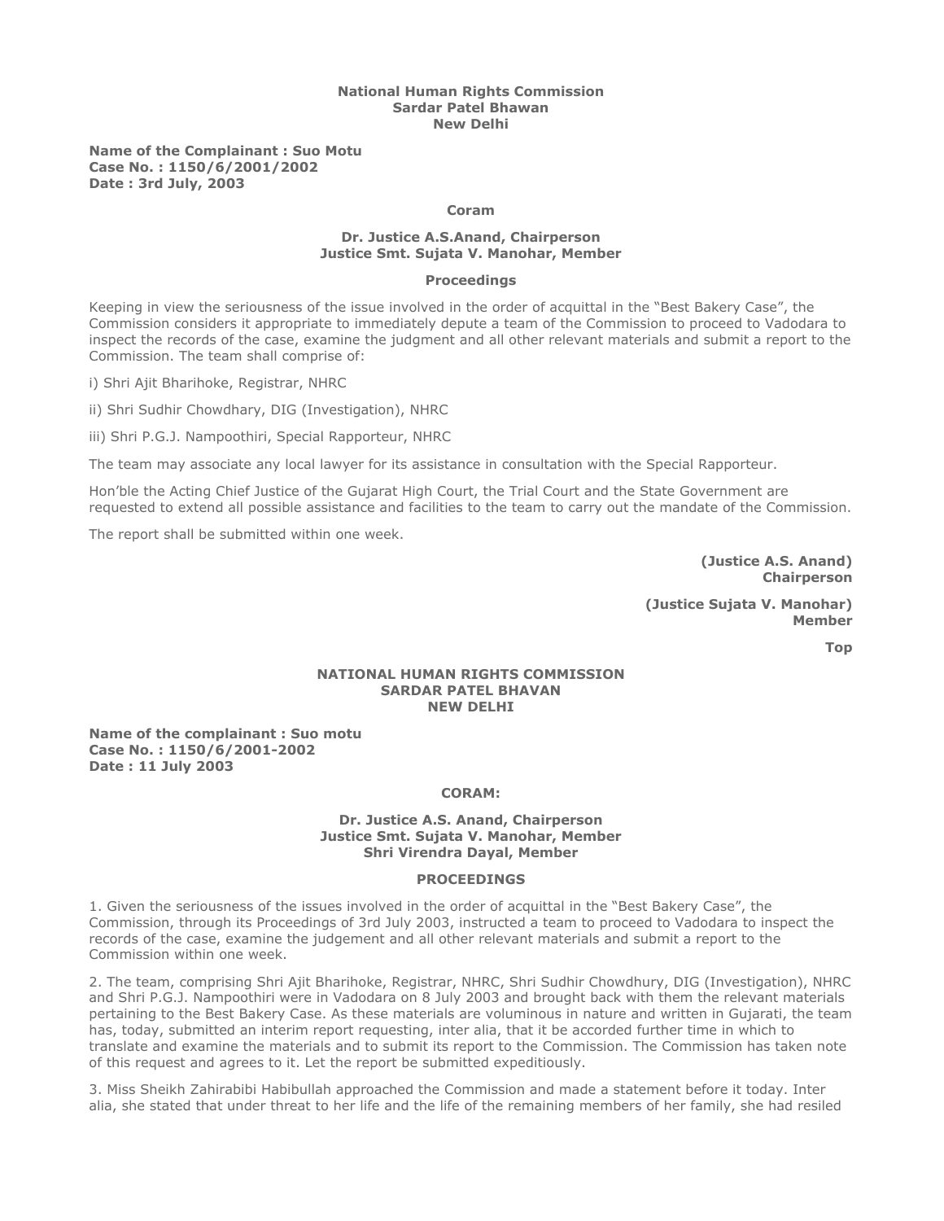**National Human Rights Commission**
**Sardar Patel Bhawan**
**New Delhi**

**Name of the Complainant : Suo Motu**
**Case No. : 1150/6/2001/2002**
**Date : 3rd July, 2003**

**Coram**

**Dr. Justice A.S.Anand, Chairperson**
**Justice Smt. Sujata V. Manohar, Member**

**Proceedings**

Keeping in view the seriousness of the issue involved in the order of acquittal in the "Best Bakery Case", the Commission considers it appropriate to immediately depute a team of the Commission to proceed to Vadodara to inspect the records of the case, examine the judgment and all other relevant materials and submit a report to the Commission. The team shall comprise of:

i) Shri Ajit Bharihoke, Registrar, NHRC

ii) Shri Sudhir Chowdhary, DIG (Investigation), NHRC

iii) Shri P.G.J. Nampoothiri, Special Rapporteur, NHRC

The team may associate any local lawyer for its assistance in consultation with the Special Rapporteur.

Hon'ble the Acting Chief Justice of the Gujarat High Court, the Trial Court and the State Government are requested to extend all possible assistance and facilities to the team to carry out the mandate of the Commission.

The report shall be submitted within one week.

**(Justice A.S. Anand)**
**Chairperson**

**(Justice Sujata V. Manohar)**
**Member**

**Top**

**NATIONAL HUMAN RIGHTS COMMISSION**
**SARDAR PATEL BHAVAN**
**NEW DELHI**

**Name of the complainant : Suo motu**
**Case No. : 1150/6/2001-2002**
**Date : 11 July 2003**

**CORAM:**

**Dr. Justice A.S. Anand, Chairperson**
**Justice Smt. Sujata V. Manohar, Member**
**Shri Virendra Dayal, Member**

**PROCEEDINGS**

1. Given the seriousness of the issues involved in the order of acquittal in the "Best Bakery Case", the Commission, through its Proceedings of 3rd July 2003, instructed a team to proceed to Vadodara to inspect the records of the case, examine the judgement and all other relevant materials and submit a report to the Commission within one week.

2. The team, comprising Shri Ajit Bharihoke, Registrar, NHRC, Shri Sudhir Chowdhury, DIG (Investigation), NHRC and Shri P.G.J. Nampoothiri were in Vadodara on 8 July 2003 and brought back with them the relevant materials pertaining to the Best Bakery Case. As these materials are voluminous in nature and written in Gujarati, the team has, today, submitted an interim report requesting, inter alia, that it be accorded further time in which to translate and examine the materials and to submit its report to the Commission. The Commission has taken note of this request and agrees to it. Let the report be submitted expeditiously.

3. Miss Sheikh Zahirabibi Habibullah approached the Commission and made a statement before it today. Inter alia, she stated that under threat to her life and the life of the remaining members of her family, she had resiled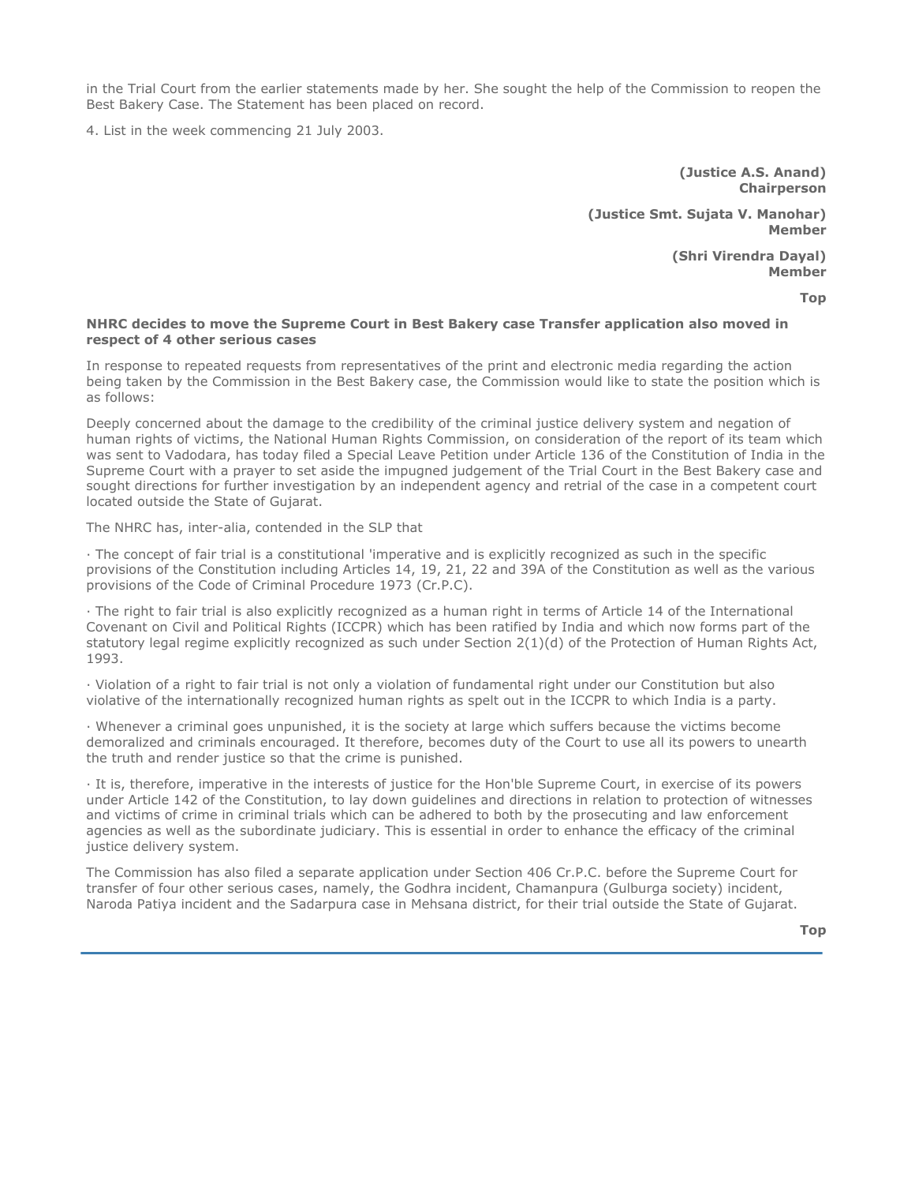in the Trial Court from the earlier statements made by her. She sought the help of the Commission to reopen the Best Bakery Case. The Statement has been placed on record.

4. List in the week commencing 21 July 2003.

**(Justice A.S. Anand)**
**Chairperson**

**(Justice Smt. Sujata V. Manohar)**
**Member**

**(Shri Virendra Dayal)**
**Member**

**Top**

**NHRC decides to move the Supreme Court in Best Bakery case Transfer application also moved in respect of 4 other serious cases**

In response to repeated requests from representatives of the print and electronic media regarding the action being taken by the Commission in the Best Bakery case, the Commission would like to state the position which is as follows:

Deeply concerned about the damage to the credibility of the criminal justice delivery system and negation of human rights of victims, the National Human Rights Commission, on consideration of the report of its team which was sent to Vadodara, has today filed a Special Leave Petition under Article 136 of the Constitution of India in the Supreme Court with a prayer to set aside the impugned judgement of the Trial Court in the Best Bakery case and sought directions for further investigation by an independent agency and retrial of the case in a competent court located outside the State of Gujarat.

The NHRC has, inter-alia, contended in the SLP that

· The concept of fair trial is a constitutional 'imperative and is explicitly recognized as such in the specific provisions of the Constitution including Articles 14, 19, 21, 22 and 39A of the Constitution as well as the various provisions of the Code of Criminal Procedure 1973 (Cr.P.C).

· The right to fair trial is also explicitly recognized as a human right in terms of Article 14 of the International Covenant on Civil and Political Rights (ICCPR) which has been ratified by India and which now forms part of the statutory legal regime explicitly recognized as such under Section 2(1)(d) of the Protection of Human Rights Act, 1993.

· Violation of a right to fair trial is not only a violation of fundamental right under our Constitution but also violative of the internationally recognized human rights as spelt out in the ICCPR to which India is a party.

· Whenever a criminal goes unpunished, it is the society at large which suffers because the victims become demoralized and criminals encouraged. It therefore, becomes duty of the Court to use all its powers to unearth the truth and render justice so that the crime is punished.

· It is, therefore, imperative in the interests of justice for the Hon'ble Supreme Court, in exercise of its powers under Article 142 of the Constitution, to lay down guidelines and directions in relation to protection of witnesses and victims of crime in criminal trials which can be adhered to both by the prosecuting and law enforcement agencies as well as the subordinate judiciary. This is essential in order to enhance the efficacy of the criminal justice delivery system.

The Commission has also filed a separate application under Section 406 Cr.P.C. before the Supreme Court for transfer of four other serious cases, namely, the Godhra incident, Chamanpura (Gulburga society) incident, Naroda Patiya incident and the Sadarpura case in Mehsana district, for their trial outside the State of Gujarat.

**Top**